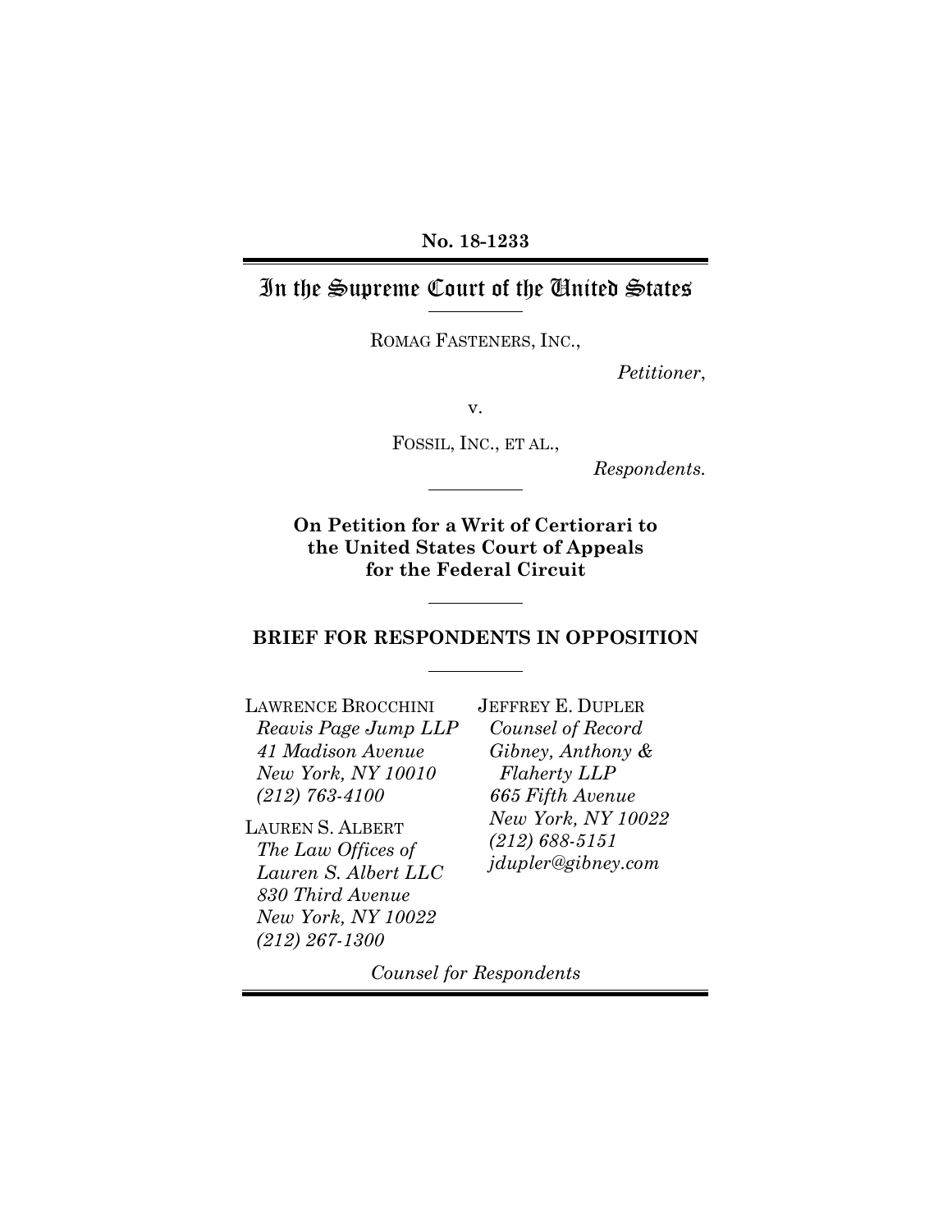**No. 18-1233**

# In the Supreme Court of the United States

ROMAG FASTENERS, INC.,

*Petitioner*,

v.

FOSSIL, INC., ET AL.,

*Respondents.*

**On Petition for a Writ of Certiorari to the United States Court of Appeals for the Federal Circuit**

**BRIEF FOR RESPONDENTS IN OPPOSITION**

LAWRENCE BROCCHINI
*Reavis Page Jump LLP*
*41 Madison Avenue*
*New York, NY 10010*
*(212) 763-4100*

LAUREN S. ALBERT
*The Law Offices of*
*Lauren S. Albert LLC*
*830 Third Avenue*
*New York, NY 10022*
*(212) 267-1300*

JEFFREY E. DUPLER
*Counsel of Record*
*Gibney, Anthony &*
*Flaherty LLP*
*665 Fifth Avenue*
*New York, NY 10022*
*(212) 688-5151*
*jdupler@gibney.com*

*Counsel for Respondents*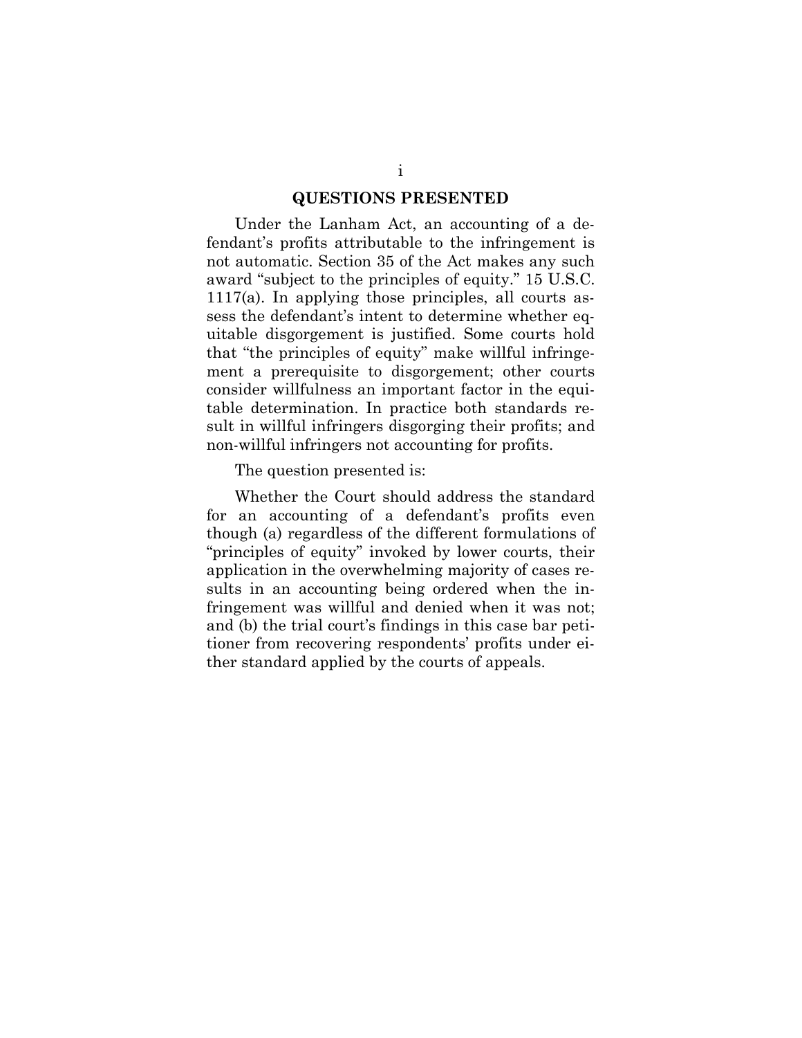## QUESTIONS PRESENTED

Under the Lanham Act, an accounting of a defendant's profits attributable to the infringement is not automatic. Section 35 of the Act makes any such award "subject to the principles of equity." 15 U.S.C. 1117(a). In applying those principles, all courts assess the defendant's intent to determine whether equitable disgorgement is justified. Some courts hold that "the principles of equity" make willful infringement a prerequisite to disgorgement; other courts consider willfulness an important factor in the equitable determination. In practice both standards result in willful infringers disgorging their profits; and non-willful infringers not accounting for profits.

The question presented is:

Whether the Court should address the standard for an accounting of a defendant's profits even though (a) regardless of the different formulations of "principles of equity" invoked by lower courts, their application in the overwhelming majority of cases results in an accounting being ordered when the infringement was willful and denied when it was not; and (b) the trial court's findings in this case bar petitioner from recovering respondents' profits under either standard applied by the courts of appeals.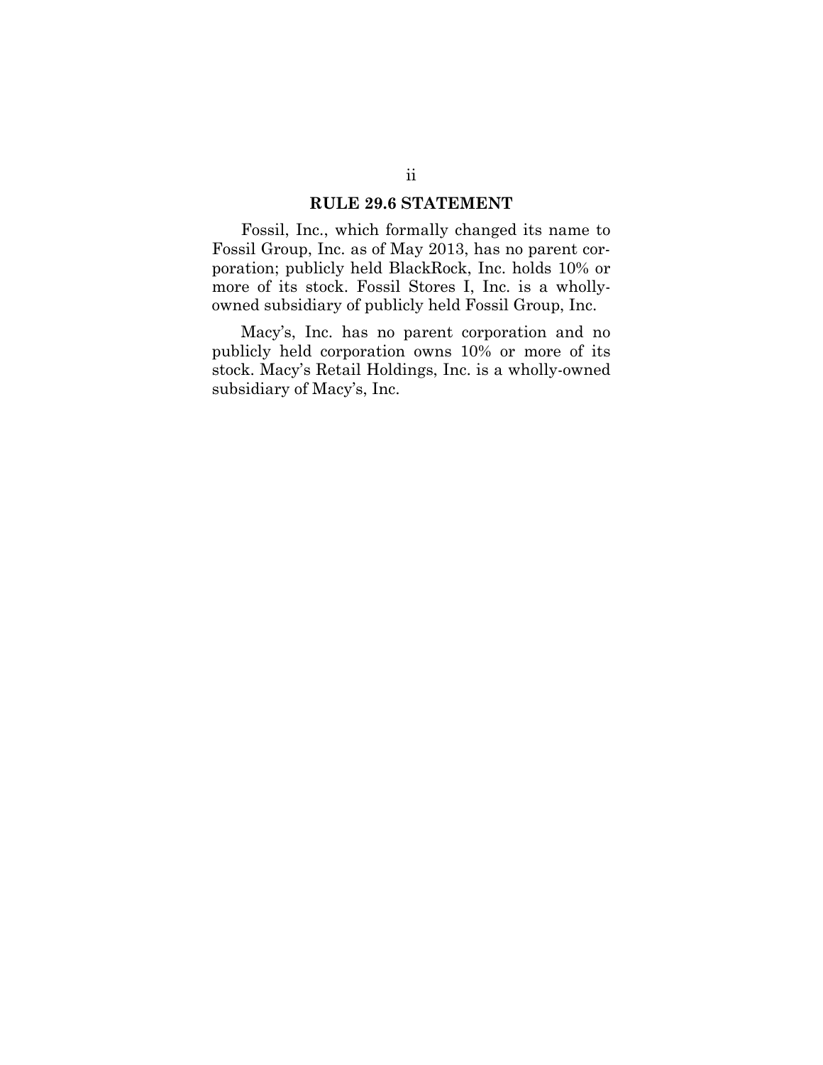## RULE 29.6 STATEMENT

Fossil, Inc., which formally changed its name to Fossil Group, Inc. as of May 2013, has no parent corporation; publicly held BlackRock, Inc. holds 10% or more of its stock. Fossil Stores I, Inc. is a wholly-owned subsidiary of publicly held Fossil Group, Inc.

Macy's, Inc. has no parent corporation and no publicly held corporation owns 10% or more of its stock. Macy's Retail Holdings, Inc. is a wholly-owned subsidiary of Macy's, Inc.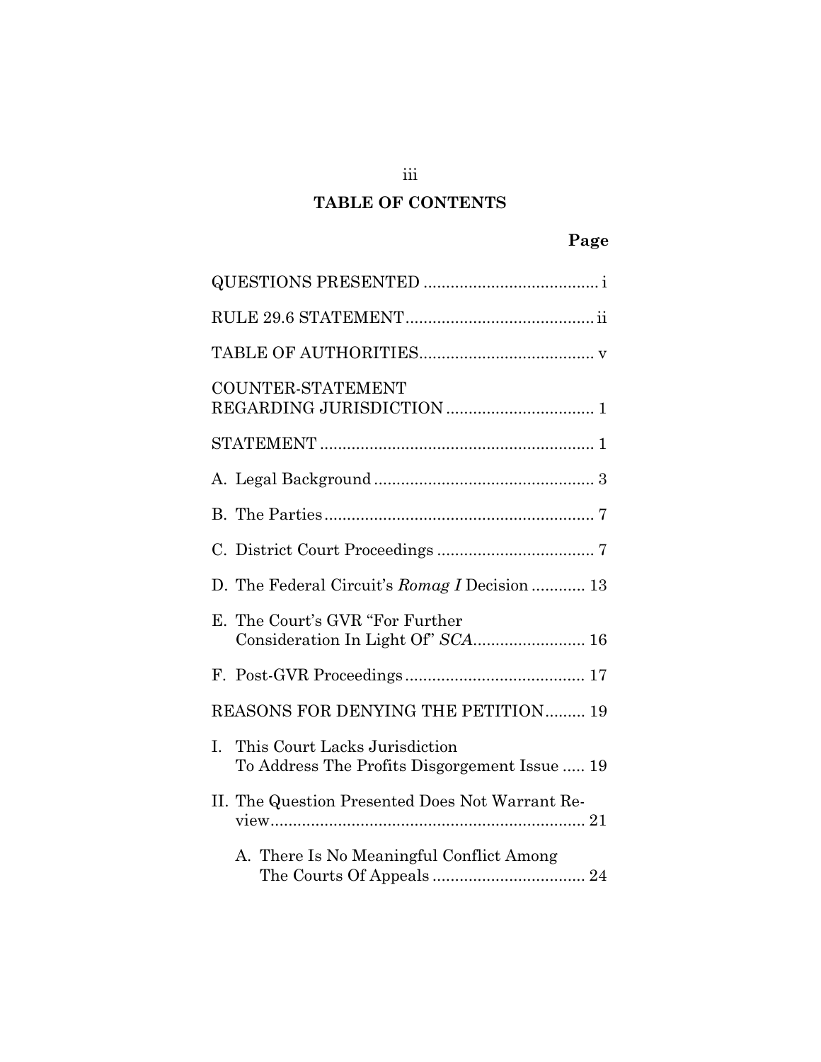# TABLE OF CONTENTS

| | Page |
|---|---|
| QUESTIONS PRESENTED | i |
| RULE 29.6 STATEMENT | ii |
| TABLE OF AUTHORITIES | v |
| COUNTER-STATEMENT REGARDING JURISDICTION | 1 |
| STATEMENT | 1 |
| A. Legal Background | 3 |
| B. The Parties | 7 |
| C. District Court Proceedings | 7 |
| D. The Federal Circuit's *Romag I* Decision | 13 |
| E. The Court's GVR "For Further Consideration In Light Of" *SCA* | 16 |
| F. Post-GVR Proceedings | 17 |
| REASONS FOR DENYING THE PETITION | 19 |
| I. This Court Lacks Jurisdiction To Address The Profits Disgorgement Issue | 19 |
| II. The Question Presented Does Not Warrant Review | 21 |
| A. There Is No Meaningful Conflict Among The Courts Of Appeals | 24 |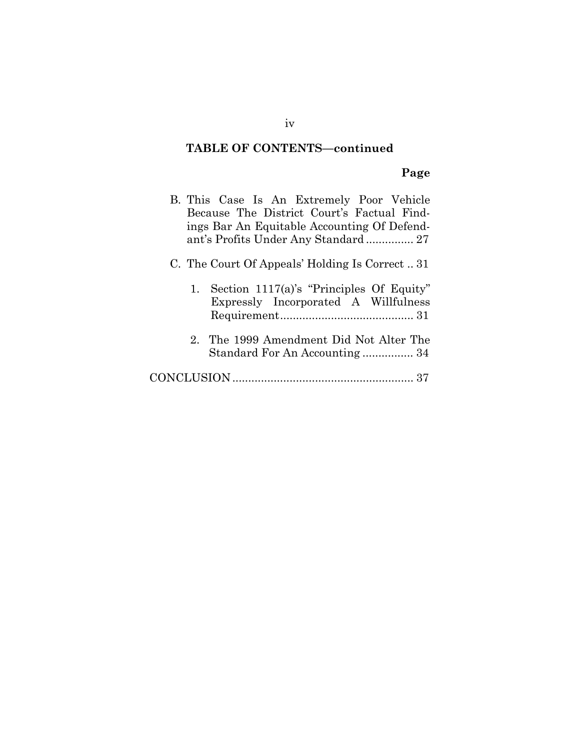**TABLE OF CONTENTS—continued**

**Page**

B. This Case Is An Extremely Poor Vehicle Because The District Court's Factual Findings Bar An Equitable Accounting Of Defendant's Profits Under Any Standard ............... 27

C. The Court Of Appeals' Holding Is Correct .. 31

1. Section 1117(a)'s "Principles Of Equity" Expressly Incorporated A Willfulness Requirement.......................................... 31

2. The 1999 Amendment Did Not Alter The Standard For An Accounting ................ 34

CONCLUSION......................................................... 37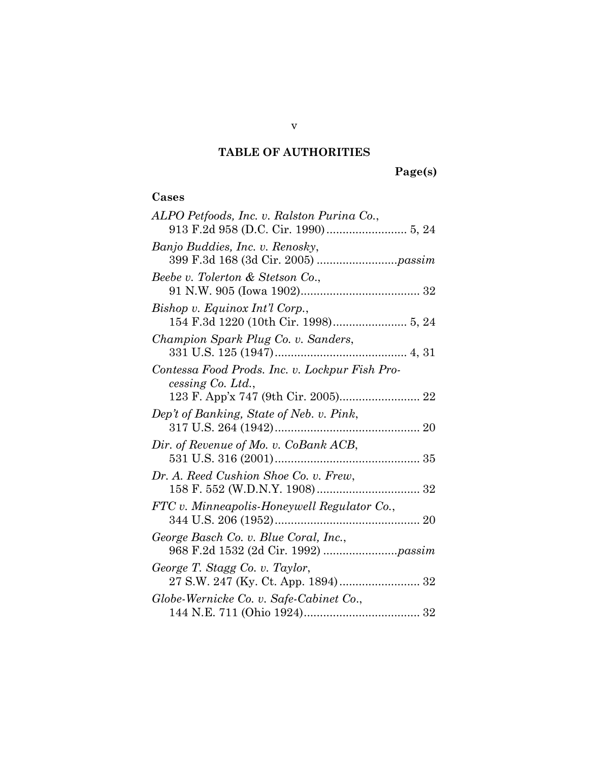# TABLE OF AUTHORITIES

**Page(s)**

**Cases**

*ALPO Petfoods, Inc. v. Ralston Purina Co.*, 913 F.2d 958 (D.C. Cir. 1990) ........................ 5, 24

*Banjo Buddies, Inc. v. Renosky*, 399 F.3d 168 (3d Cir. 2005) ........................*passim*

*Beebe v. Tolerton & Stetson Co.*, 91 N.W. 905 (Iowa 1902)..................................... 32

*Bishop v. Equinox Int'l Corp.*, 154 F.3d 1220 (10th Cir. 1998)....................... 5, 24

*Champion Spark Plug Co. v. Sanders*, 331 U.S. 125 (1947)......................................... 4, 31

*Contessa Food Prods. Inc. v. Lockpur Fish Processing Co. Ltd.*, 123 F. App'x 747 (9th Cir. 2005)......................... 22

*Dep't of Banking, State of Neb. v. Pink*, 317 U.S. 264 (1942)............................................. 20

*Dir. of Revenue of Mo. v. CoBank ACB*, 531 U.S. 316 (2001)............................................. 35

*Dr. A. Reed Cushion Shoe Co. v. Frew*, 158 F. 552 (W.D.N.Y. 1908)................................ 32

*FTC v. Minneapolis-Honeywell Regulator Co.*, 344 U.S. 206 (1952)............................................. 20

*George Basch Co. v. Blue Coral, Inc.*, 968 F.2d 1532 (2d Cir. 1992) .......................*passim*

*George T. Stagg Co. v. Taylor*, 27 S.W. 247 (Ky. Ct. App. 1894)......................... 32

*Globe-Wernicke Co. v. Safe-Cabinet Co.*, 144 N.E. 711 (Ohio 1924).................................... 32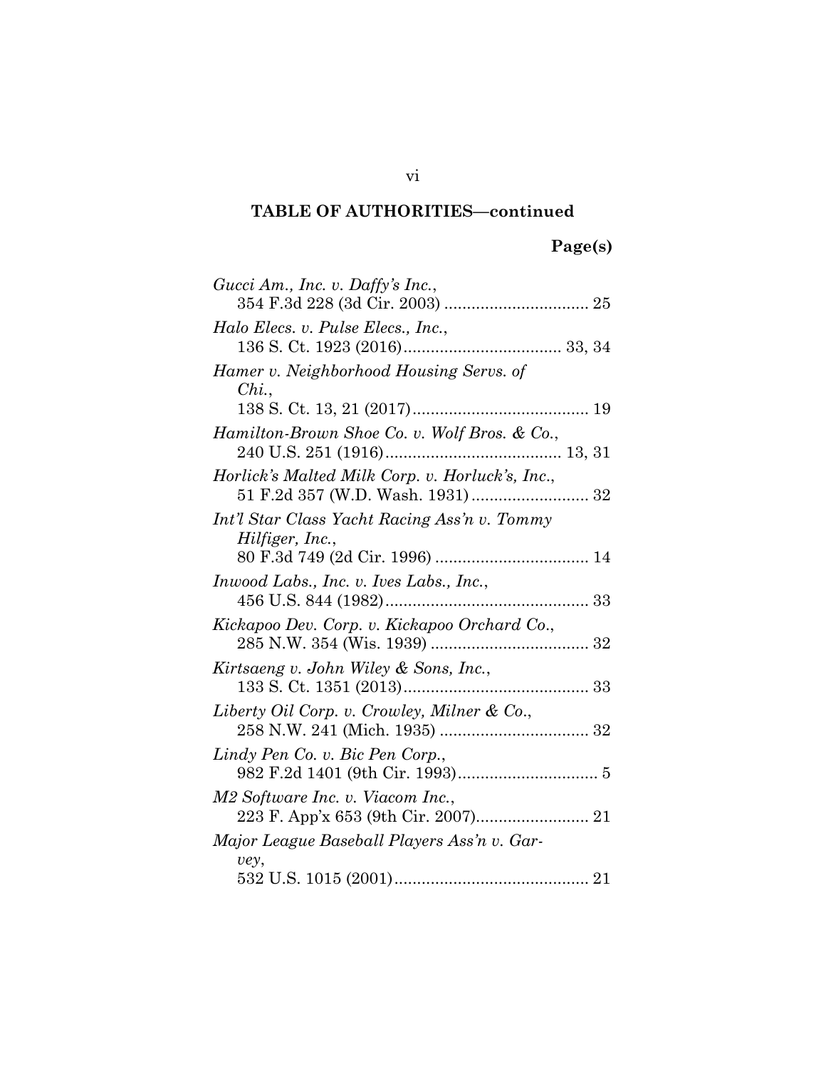## TABLE OF AUTHORITIES—continued

**Page(s)**

*Gucci Am., Inc. v. Daffy's Inc.*,
354 F.3d 228 (3d Cir. 2003) ................................ 25

*Halo Elecs. v. Pulse Elecs., Inc.*,
136 S. Ct. 1923 (2016)................................... 33, 34

*Hamer v. Neighborhood Housing Servs. of Chi.*,
138 S. Ct. 13, 21 (2017)....................................... 19

*Hamilton-Brown Shoe Co. v. Wolf Bros. & Co.*,
240 U.S. 251 (1916)....................................... 13, 31

*Horlick's Malted Milk Corp. v. Horluck's, Inc.*,
51 F.2d 357 (W.D. Wash. 1931).......................... 32

*Int'l Star Class Yacht Racing Ass'n v. Tommy Hilfiger, Inc.*,
80 F.3d 749 (2d Cir. 1996) .................................. 14

*Inwood Labs., Inc. v. Ives Labs., Inc.*,
456 U.S. 844 (1982)............................................. 33

*Kickapoo Dev. Corp. v. Kickapoo Orchard Co.*,
285 N.W. 354 (Wis. 1939) ................................... 32

*Kirtsaeng v. John Wiley & Sons, Inc.*,
133 S. Ct. 1351 (2013)......................................... 33

*Liberty Oil Corp. v. Crowley, Milner & Co.*,
258 N.W. 241 (Mich. 1935) ................................. 32

*Lindy Pen Co. v. Bic Pen Corp.*,
982 F.2d 1401 (9th Cir. 1993)............................... 5

*M2 Software Inc. v. Viacom Inc.*,
223 F. App'x 653 (9th Cir. 2007)......................... 21

*Major League Baseball Players Ass'n v. Garvey*,
532 U.S. 1015 (2001)........................................... 21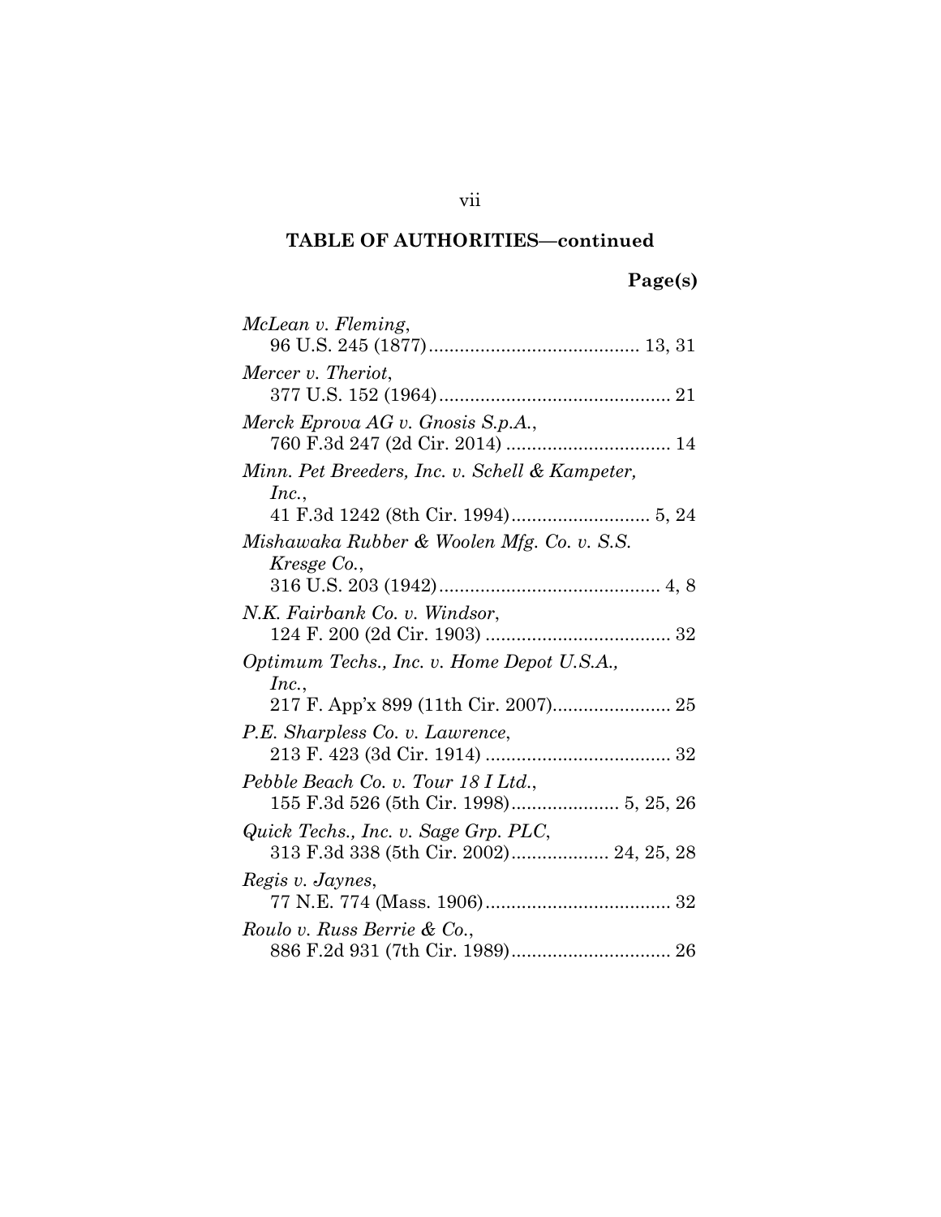## TABLE OF AUTHORITIES—continued

**Page(s)**

*McLean v. Fleming*,
96 U.S. 245 (1877) .......................................... 13, 31

*Mercer v. Theriot*,
377 U.S. 152 (1964) ............................................. 21

*Merck Eprova AG v. Gnosis S.p.A.*,
760 F.3d 247 (2d Cir. 2014) ................................ 14

*Minn. Pet Breeders, Inc. v. Schell & Kampeter, Inc.*,
41 F.3d 1242 (8th Cir. 1994) ........................... 5, 24

*Mishawaka Rubber & Woolen Mfg. Co. v. S.S. Kresge Co.*,
316 U.S. 203 (1942) ........................................... 4, 8

*N.K. Fairbank Co. v. Windsor*,
124 F. 200 (2d Cir. 1903) .................................... 32

*Optimum Techs., Inc. v. Home Depot U.S.A., Inc.*,
217 F. App'x 899 (11th Cir. 2007) ....................... 25

*P.E. Sharpless Co. v. Lawrence*,
213 F. 423 (3d Cir. 1914) .................................... 32

*Pebble Beach Co. v. Tour 18 I Ltd.*,
155 F.3d 526 (5th Cir. 1998) ..................... 5, 25, 26

*Quick Techs., Inc. v. Sage Grp. PLC*,
313 F.3d 338 (5th Cir. 2002) ................... 24, 25, 28

*Regis v. Jaynes*,
77 N.E. 774 (Mass. 1906) .................................... 32

*Roulo v. Russ Berrie & Co.*,
886 F.2d 931 (7th Cir. 1989) ............................... 26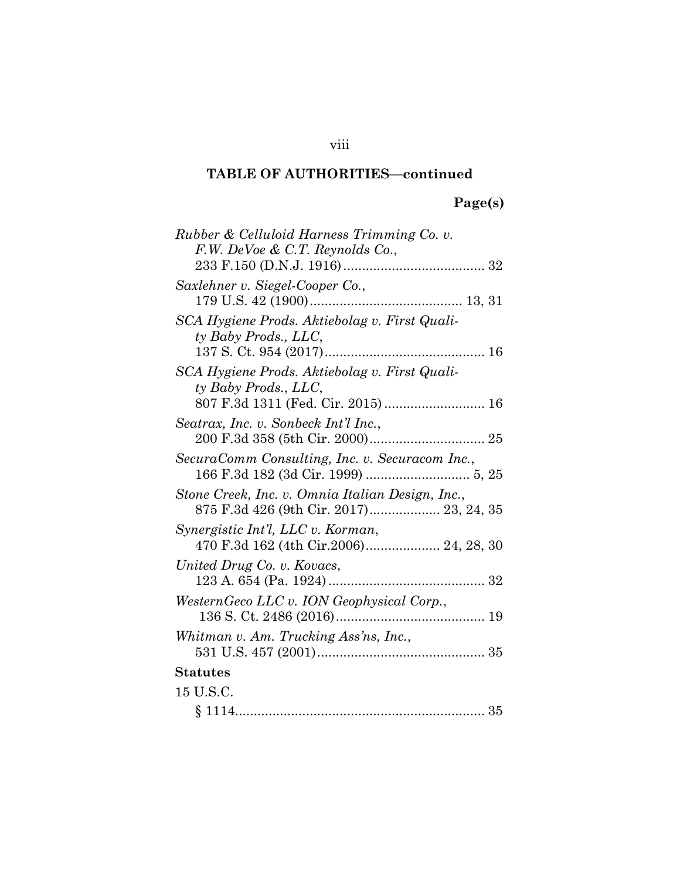## TABLE OF AUTHORITIES—continued

**Page(s)**

*Rubber & Celluloid Harness Trimming Co. v. F.W. DeVoe & C.T. Reynolds Co.*, 233 F.150 (D.N.J. 1916) ...................................... 32

*Saxlehner v. Siegel-Cooper Co.*, 179 U.S. 42 (1900) ......................................... 13, 31

*SCA Hygiene Prods. Aktiebolag v. First Quality Baby Prods., LLC*, 137 S. Ct. 954 (2017) ........................................... 16

*SCA Hygiene Prods. Aktiebolag v. First Quality Baby Prods., LLC*, 807 F.3d 1311 (Fed. Cir. 2015) ........................... 16

*Seatrax, Inc. v. Sonbeck Int'l Inc.*, 200 F.3d 358 (5th Cir. 2000) ............................... 25

*SecuraComm Consulting, Inc. v. Securacom Inc.*, 166 F.3d 182 (3d Cir. 1999) ............................ 5, 25

*Stone Creek, Inc. v. Omnia Italian Design, Inc.*, 875 F.3d 426 (9th Cir. 2017) ................... 23, 24, 35

*Synergistic Int'l, LLC v. Korman*, 470 F.3d 162 (4th Cir.2006) .................... 24, 28, 30

*United Drug Co. v. Kovacs*, 123 A. 654 (Pa. 1924) .......................................... 32

*WesternGeco LLC v. ION Geophysical Corp.*, 136 S. Ct. 2486 (2016) ........................................ 19

*Whitman v. Am. Trucking Ass'ns, Inc.*, 531 U.S. 457 (2001) ............................................. 35

**Statutes**

15 U.S.C.
§ 1114 ................................................................... 35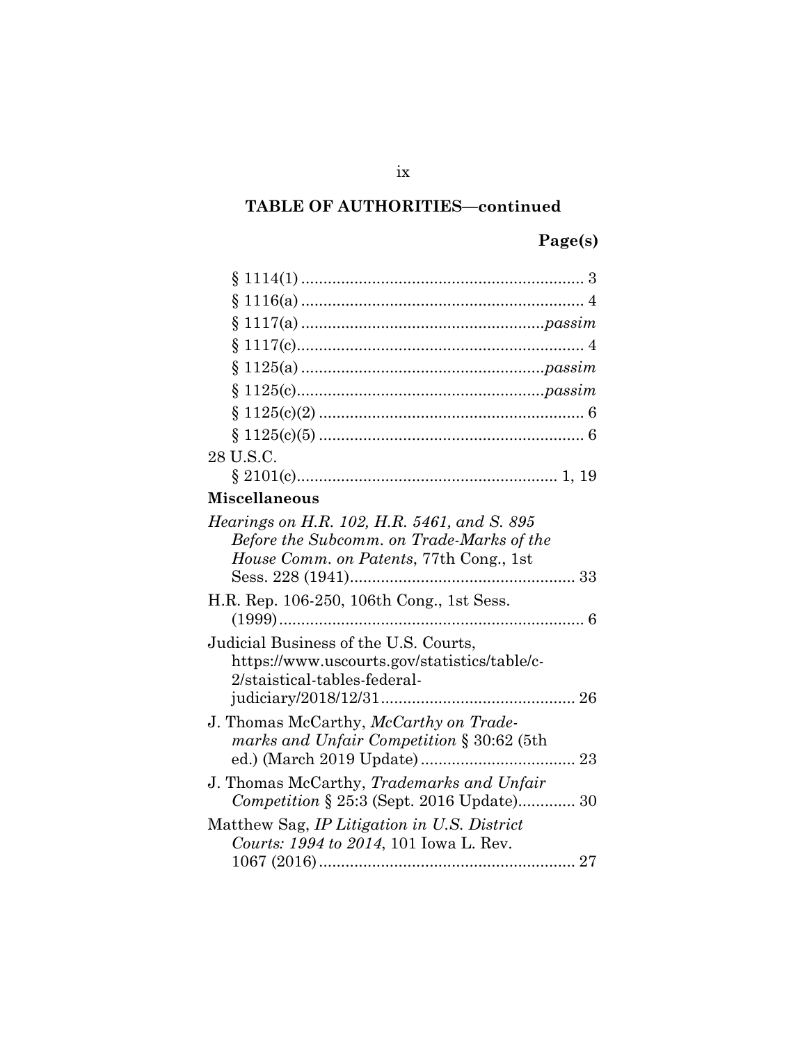## TABLE OF AUTHORITIES—continued

**Page(s)**

§ 1114(1) ................................................................ 3

§ 1116(a) ................................................................ 4

§ 1117(a) ......................................................*passim*

§ 1117(c)................................................................. 4

§ 1125(a) ......................................................*passim*

§ 1125(c).......................................................*passim*

§ 1125(c)(2) ............................................................ 6

§ 1125(c)(5) ............................................................ 6

28 U.S.C.

§ 2101(c)........................................................... 1, 19

**Miscellaneous**

*Hearings on H.R. 102, H.R. 5461, and S. 895 Before the Subcomm. on Trade-Marks of the House Comm. on Patents*, 77th Cong., 1st Sess. 228 (1941)................................................... 33

H.R. Rep. 106-250, 106th Cong., 1st Sess. (1999)..................................................................... 6

Judicial Business of the U.S. Courts, https://www.uscourts.gov/statistics/table/c-2/staistical-tables-federal-judiciary/2018/12/31............................................ 26

J. Thomas McCarthy, *McCarthy on Trademarks and Unfair Competition* § 30:62 (5th ed.) (March 2019 Update) ................................... 23

J. Thomas McCarthy, *Trademarks and Unfair Competition* § 25:3 (Sept. 2016 Update)............. 30

Matthew Sag, *IP Litigation in U.S. District Courts: 1994 to 2014*, 101 Iowa L. Rev. 1067 (2016).......................................................... 27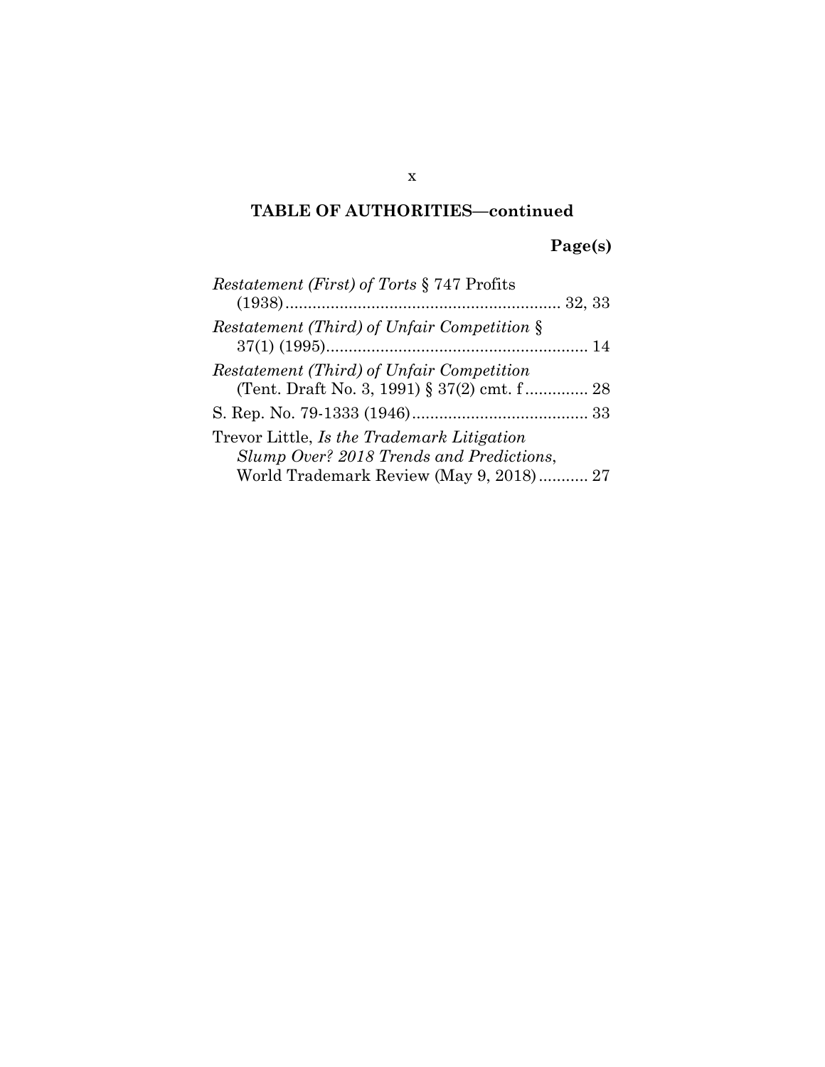**TABLE OF AUTHORITIES—continued**

**Page(s)**

*Restatement (First) of Torts* § 747 Profits (1938)............................................................ 32, 33

*Restatement (Third) of Unfair Competition* § 37(1) (1995).......................................................... 14

*Restatement (Third) of Unfair Competition* (Tent. Draft No. 3, 1991) § 37(2) cmt. f.............. 28

S. Rep. No. 79-1333 (1946)....................................... 33

Trevor Little, *Is the Trademark Litigation Slump Over? 2018 Trends and Predictions*, World Trademark Review (May 9, 2018)........... 27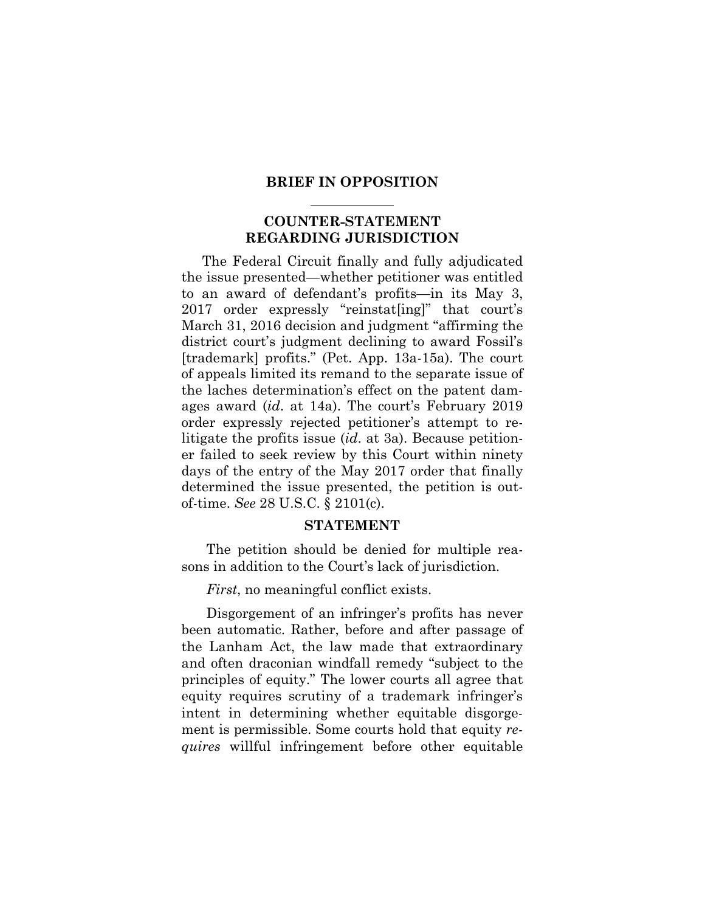## BRIEF IN OPPOSITION

## COUNTER-STATEMENT REGARDING JURISDICTION

The Federal Circuit finally and fully adjudicated the issue presented—whether petitioner was entitled to an award of defendant's profits—in its May 3, 2017 order expressly "reinstat[ing]" that court's March 31, 2016 decision and judgment "affirming the district court's judgment declining to award Fossil's [trademark] profits." (Pet. App. 13a-15a). The court of appeals limited its remand to the separate issue of the laches determination's effect on the patent damages award (*id*. at 14a). The court's February 2019 order expressly rejected petitioner's attempt to relitigate the profits issue (*id*. at 3a). Because petitioner failed to seek review by this Court within ninety days of the entry of the May 2017 order that finally determined the issue presented, the petition is out-of-time. *See* 28 U.S.C. § 2101(c).

## STATEMENT

The petition should be denied for multiple reasons in addition to the Court's lack of jurisdiction.

*First*, no meaningful conflict exists.

Disgorgement of an infringer's profits has never been automatic. Rather, before and after passage of the Lanham Act, the law made that extraordinary and often draconian windfall remedy "subject to the principles of equity." The lower courts all agree that equity requires scrutiny of a trademark infringer's intent in determining whether equitable disgorgement is permissible. Some courts hold that equity *requires* willful infringement before other equitable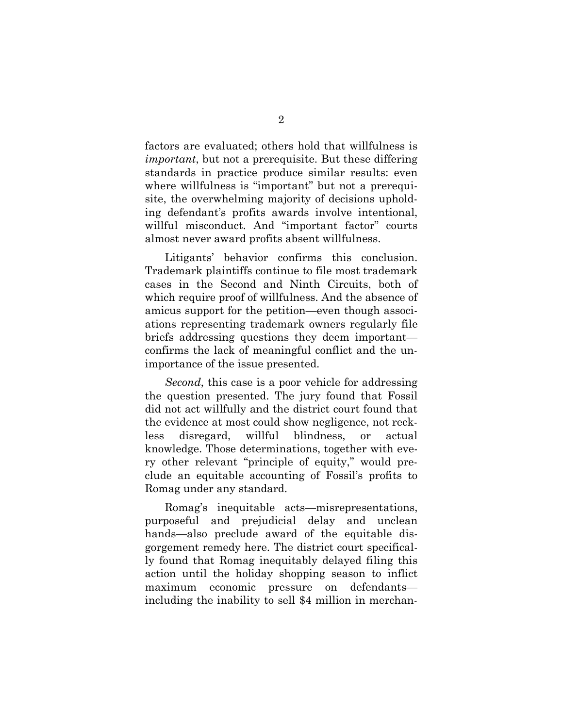factors are evaluated; others hold that willfulness is *important*, but not a prerequisite. But these differing standards in practice produce similar results: even where willfulness is "important" but not a prerequisite, the overwhelming majority of decisions upholding defendant's profits awards involve intentional, willful misconduct. And "important factor" courts almost never award profits absent willfulness.

Litigants' behavior confirms this conclusion. Trademark plaintiffs continue to file most trademark cases in the Second and Ninth Circuits, both of which require proof of willfulness. And the absence of amicus support for the petition—even though associations representing trademark owners regularly file briefs addressing questions they deem important—confirms the lack of meaningful conflict and the unimportance of the issue presented.

*Second*, this case is a poor vehicle for addressing the question presented. The jury found that Fossil did not act willfully and the district court found that the evidence at most could show negligence, not reckless disregard, willful blindness, or actual knowledge. Those determinations, together with every other relevant "principle of equity," would preclude an equitable accounting of Fossil's profits to Romag under any standard.

Romag's inequitable acts—misrepresentations, purposeful and prejudicial delay and unclean hands—also preclude award of the equitable disgorgement remedy here. The district court specifically found that Romag inequitably delayed filing this action until the holiday shopping season to inflict maximum economic pressure on defendants—including the inability to sell $4 million in merchan-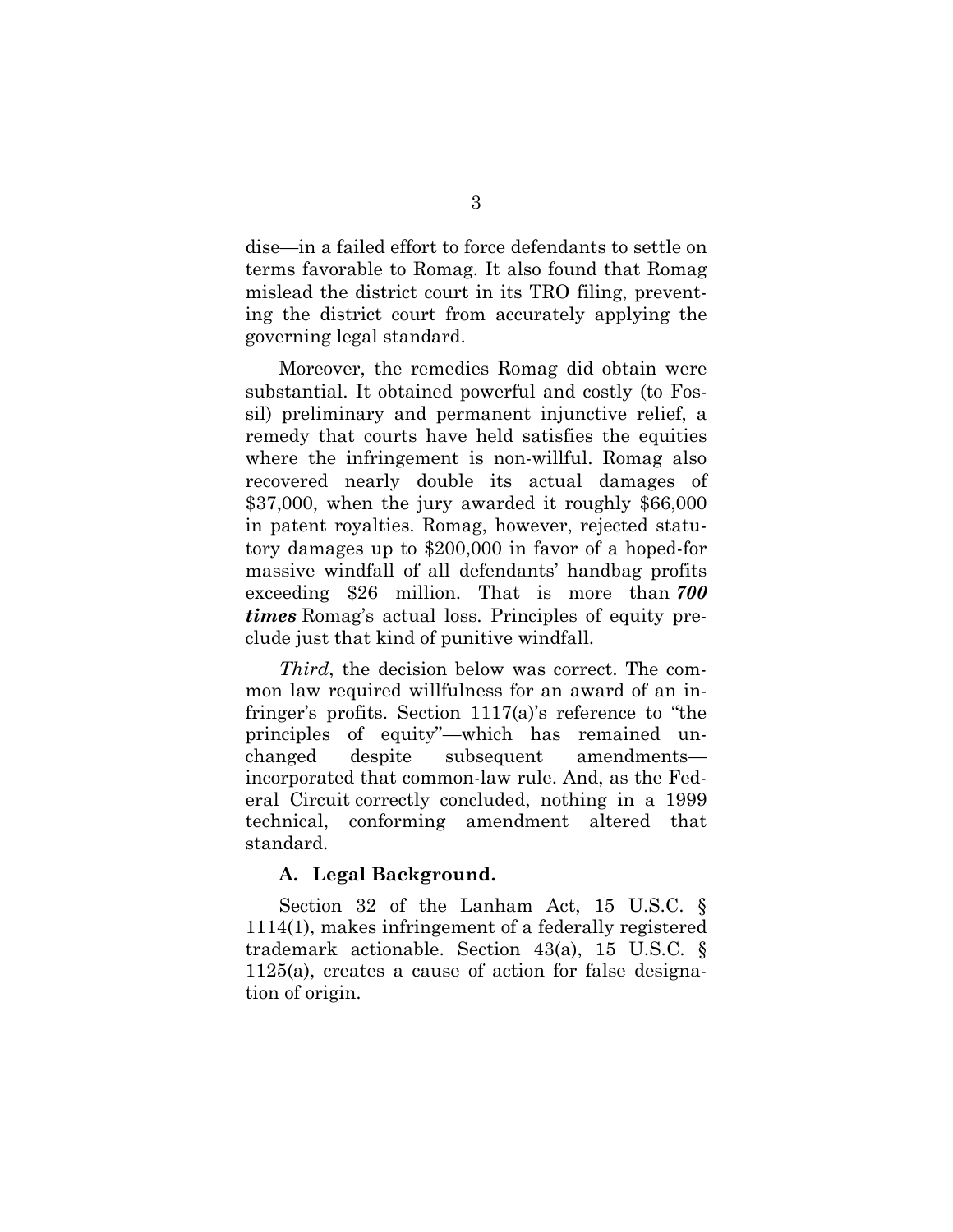dise—in a failed effort to force defendants to settle on terms favorable to Romag. It also found that Romag mislead the district court in its TRO filing, preventing the district court from accurately applying the governing legal standard.

Moreover, the remedies Romag did obtain were substantial. It obtained powerful and costly (to Fossil) preliminary and permanent injunctive relief, a remedy that courts have held satisfies the equities where the infringement is non-willful. Romag also recovered nearly double its actual damages of $37,000, when the jury awarded it roughly $66,000 in patent royalties. Romag, however, rejected statutory damages up to $200,000 in favor of a hoped-for massive windfall of all defendants' handbag profits exceeding $26 million. That is more than ***700 times*** Romag's actual loss. Principles of equity preclude just that kind of punitive windfall.

*Third*, the decision below was correct. The common law required willfulness for an award of an infringer's profits. Section 1117(a)'s reference to "the principles of equity"—which has remained unchanged despite subsequent amendments—incorporated that common-law rule. And, as the Federal Circuit correctly concluded, nothing in a 1999 technical, conforming amendment altered that standard.

### A. Legal Background.

Section 32 of the Lanham Act, 15 U.S.C. § 1114(1), makes infringement of a federally registered trademark actionable. Section 43(a), 15 U.S.C. § 1125(a), creates a cause of action for false designation of origin.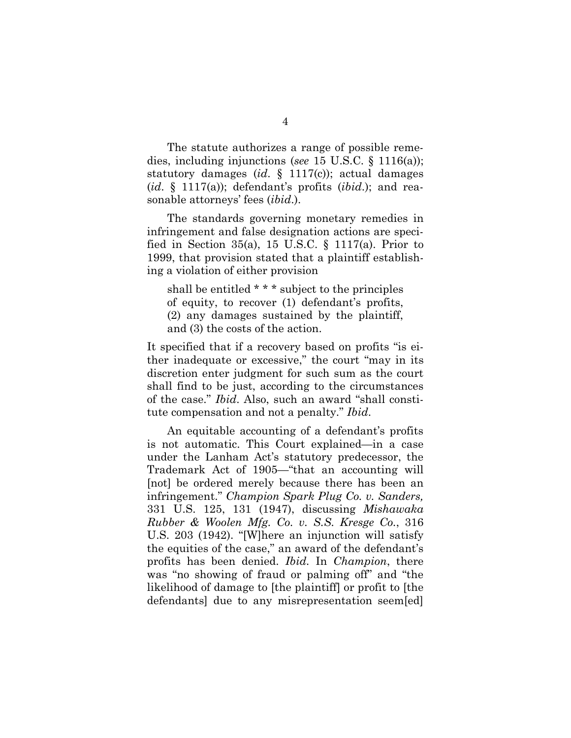The statute authorizes a range of possible remedies, including injunctions (*see* 15 U.S.C. § 1116(a)); statutory damages (*id.* § 1117(c)); actual damages (*id.* § 1117(a)); defendant's profits (*ibid.*); and reasonable attorneys' fees (*ibid.*).

The standards governing monetary remedies in infringement and false designation actions are specified in Section 35(a), 15 U.S.C. § 1117(a). Prior to 1999, that provision stated that a plaintiff establishing a violation of either provision

> shall be entitled * * * subject to the principles of equity, to recover (1) defendant's profits, (2) any damages sustained by the plaintiff, and (3) the costs of the action.

It specified that if a recovery based on profits "is either inadequate or excessive," the court "may in its discretion enter judgment for such sum as the court shall find to be just, according to the circumstances of the case." *Ibid.* Also, such an award "shall constitute compensation and not a penalty." *Ibid.*

An equitable accounting of a defendant's profits is not automatic. This Court explained—in a case under the Lanham Act's statutory predecessor, the Trademark Act of 1905—"that an accounting will [not] be ordered merely because there has been an infringement." *Champion Spark Plug Co. v. Sanders,* 331 U.S. 125, 131 (1947), discussing *Mishawaka Rubber & Woolen Mfg. Co. v. S.S. Kresge Co.*, 316 U.S. 203 (1942). "[W]here an injunction will satisfy the equities of the case," an award of the defendant's profits has been denied. *Ibid.* In *Champion*, there was "no showing of fraud or palming off" and "the likelihood of damage to [the plaintiff] or profit to [the defendants] due to any misrepresentation seem[ed]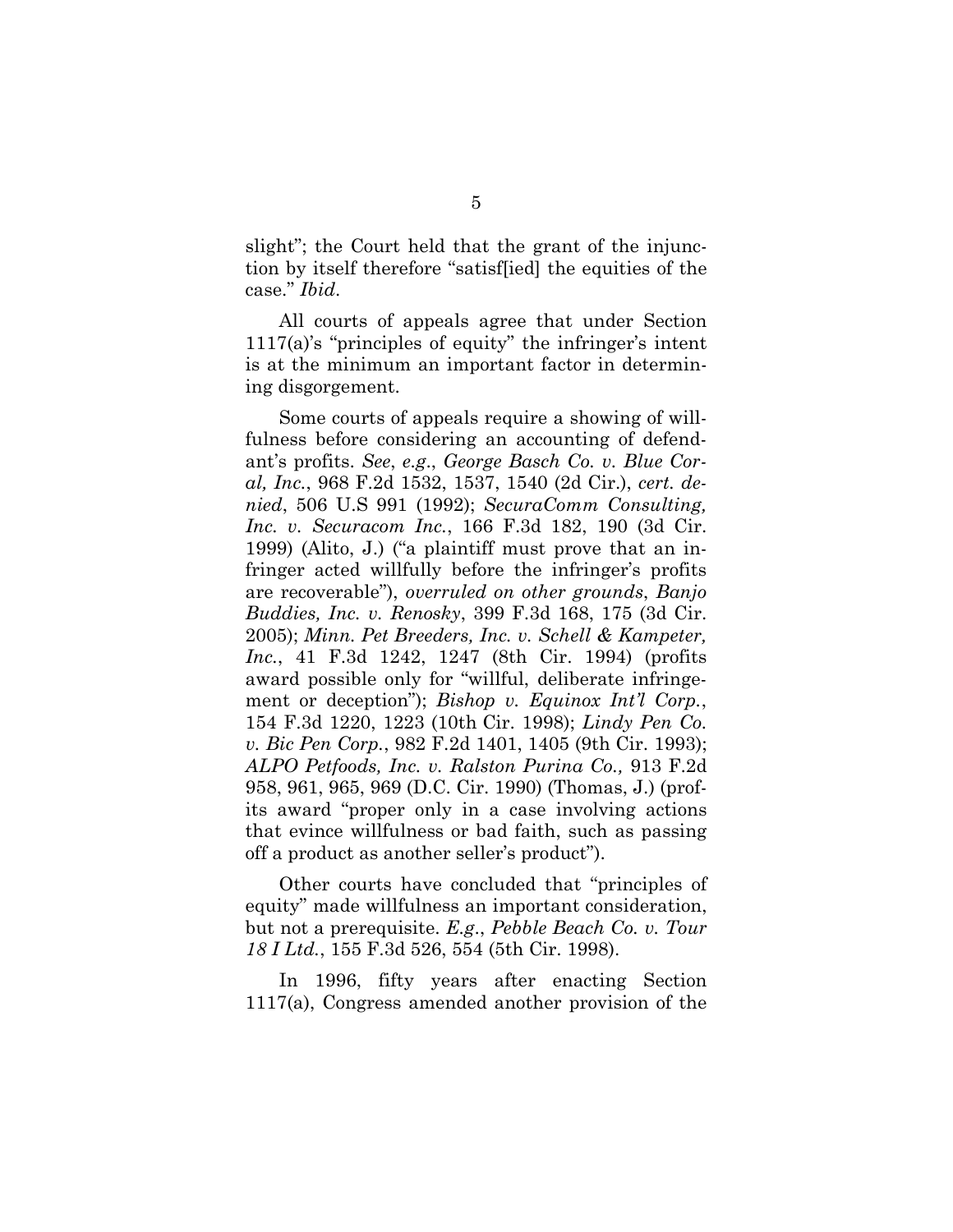slight"; the Court held that the grant of the injunction by itself therefore "satisf[ied] the equities of the case." *Ibid*.

All courts of appeals agree that under Section 1117(a)'s "principles of equity" the infringer's intent is at the minimum an important factor in determining disgorgement.

Some courts of appeals require a showing of willfulness before considering an accounting of defendant's profits. *See*, *e.g*., *George Basch Co. v. Blue Coral, Inc.*, 968 F.2d 1532, 1537, 1540 (2d Cir.), *cert. denied*, 506 U.S 991 (1992); *SecuraComm Consulting, Inc. v. Securacom Inc.*, 166 F.3d 182, 190 (3d Cir. 1999) (Alito, J.) ("a plaintiff must prove that an infringer acted willfully before the infringer's profits are recoverable"), *overruled on other grounds*, *Banjo Buddies, Inc. v. Renosky*, 399 F.3d 168, 175 (3d Cir. 2005); *Minn. Pet Breeders, Inc. v. Schell & Kampeter, Inc.*, 41 F.3d 1242, 1247 (8th Cir. 1994) (profits award possible only for "willful, deliberate infringement or deception"); *Bishop v. Equinox Int'l Corp.*, 154 F.3d 1220, 1223 (10th Cir. 1998); *Lindy Pen Co. v. Bic Pen Corp.*, 982 F.2d 1401, 1405 (9th Cir. 1993); *ALPO Petfoods, Inc. v. Ralston Purina Co.,* 913 F.2d 958, 961, 965, 969 (D.C. Cir. 1990) (Thomas, J.) (profits award "proper only in a case involving actions that evince willfulness or bad faith, such as passing off a product as another seller's product").

Other courts have concluded that "principles of equity" made willfulness an important consideration, but not a prerequisite. *E.g*., *Pebble Beach Co. v. Tour 18 I Ltd.*, 155 F.3d 526, 554 (5th Cir. 1998).

In 1996, fifty years after enacting Section 1117(a), Congress amended another provision of the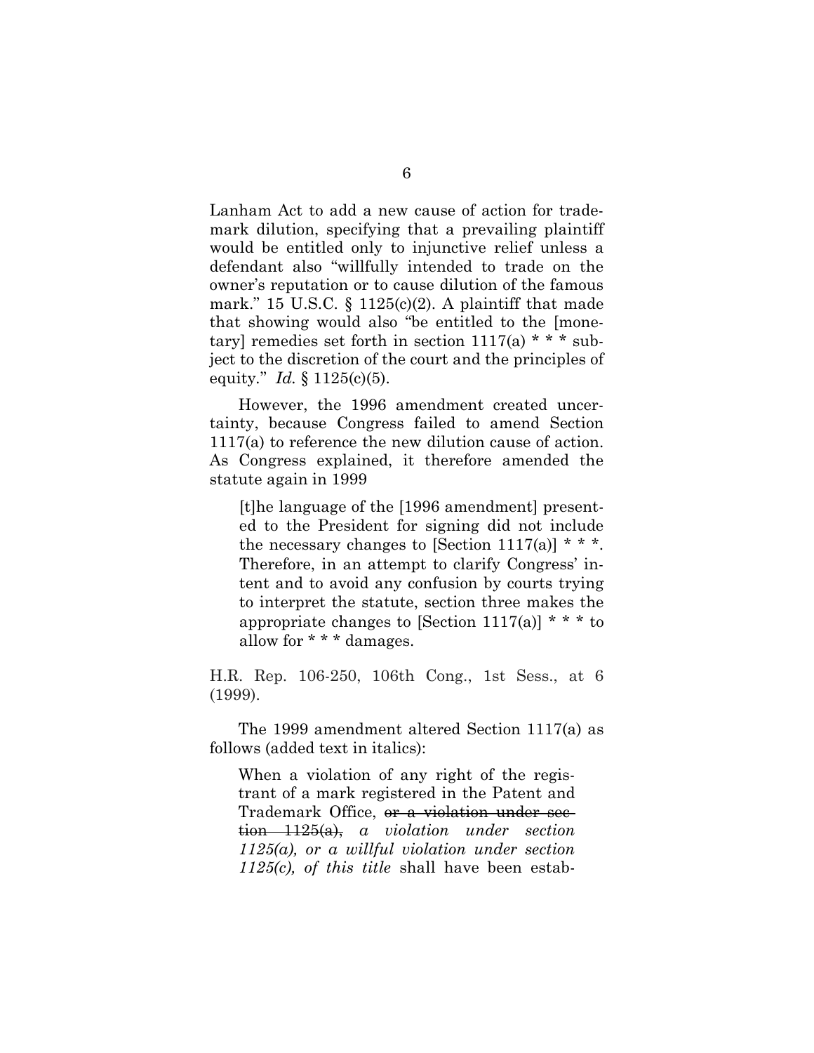Lanham Act to add a new cause of action for trademark dilution, specifying that a prevailing plaintiff would be entitled only to injunctive relief unless a defendant also "willfully intended to trade on the owner's reputation or to cause dilution of the famous mark." 15 U.S.C. § 1125(c)(2). A plaintiff that made that showing would also "be entitled to the [monetary] remedies set forth in section 1117(a) * * * subject to the discretion of the court and the principles of equity." *Id.* § 1125(c)(5).

However, the 1996 amendment created uncertainty, because Congress failed to amend Section 1117(a) to reference the new dilution cause of action. As Congress explained, it therefore amended the statute again in 1999

> [t]he language of the [1996 amendment] presented to the President for signing did not include the necessary changes to [Section 1117(a)] * * *. Therefore, in an attempt to clarify Congress' intent and to avoid any confusion by courts trying to interpret the statute, section three makes the appropriate changes to [Section 1117(a)] * * * to allow for * * * damages.

H.R. Rep. 106-250, 106th Cong., 1st Sess., at 6 (1999).

The 1999 amendment altered Section 1117(a) as follows (added text in italics):

> When a violation of any right of the registrant of a mark registered in the Patent and Trademark Office, ~~or a violation under section 1125(a),~~ *a violation under section 1125(a), or a willful violation under section 1125(c), of this title* shall have been estab-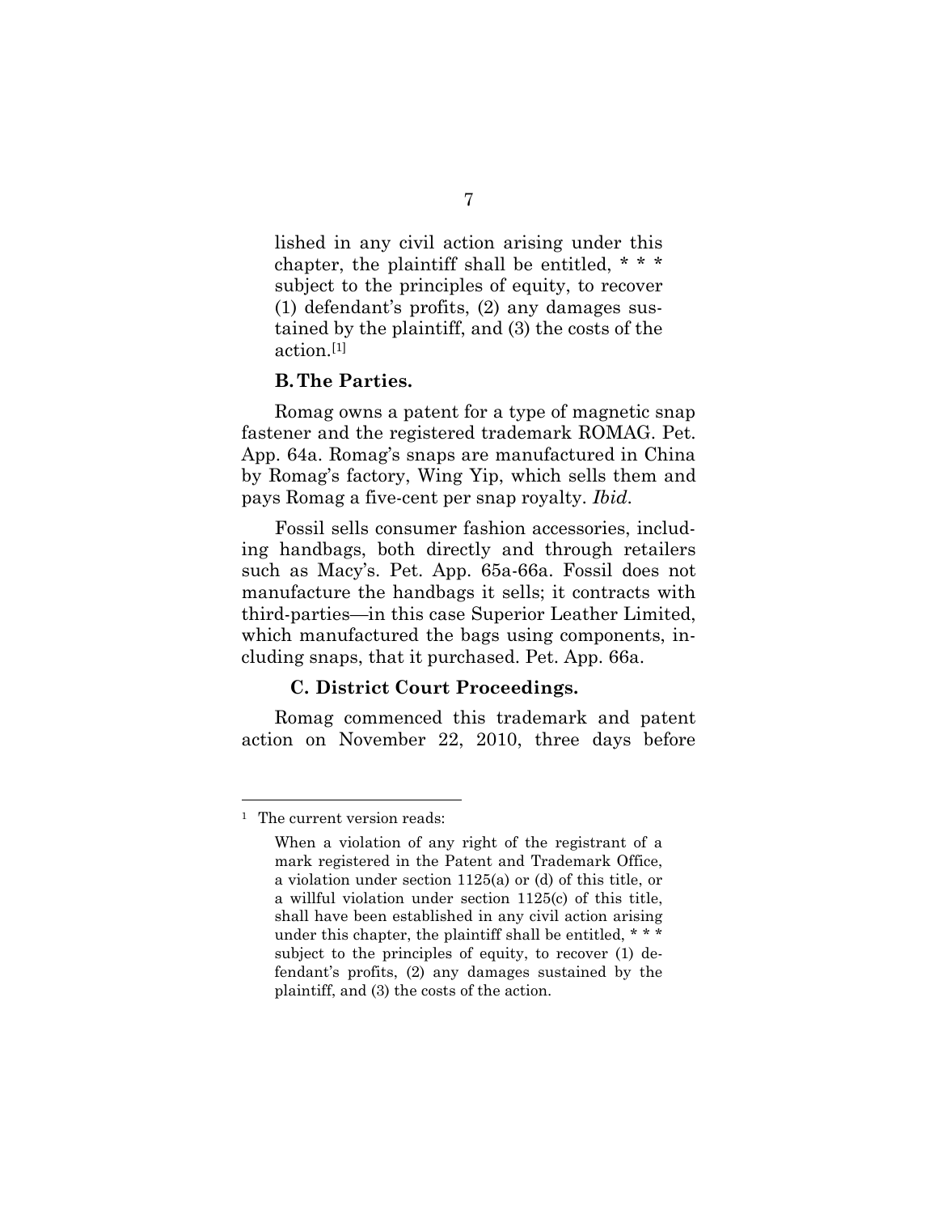lished in any civil action arising under this chapter, the plaintiff shall be entitled, * * * subject to the principles of equity, to recover (1) defendant's profits, (2) any damages sustained by the plaintiff, and (3) the costs of the action.[1]

### B. The Parties.

Romag owns a patent for a type of magnetic snap fastener and the registered trademark ROMAG. Pet. App. 64a. Romag's snaps are manufactured in China by Romag's factory, Wing Yip, which sells them and pays Romag a five-cent per snap royalty. *Ibid.*

Fossil sells consumer fashion accessories, including handbags, both directly and through retailers such as Macy's. Pet. App. 65a-66a. Fossil does not manufacture the handbags it sells; it contracts with third-parties—in this case Superior Leather Limited, which manufactured the bags using components, including snaps, that it purchased. Pet. App. 66a.

### C. District Court Proceedings.

Romag commenced this trademark and patent action on November 22, 2010, three days before

---

[1] The current version reads:

> When a violation of any right of the registrant of a mark registered in the Patent and Trademark Office, a violation under section 1125(a) or (d) of this title, or a willful violation under section 1125(c) of this title, shall have been established in any civil action arising under this chapter, the plaintiff shall be entitled, * * * subject to the principles of equity, to recover (1) defendant's profits, (2) any damages sustained by the plaintiff, and (3) the costs of the action.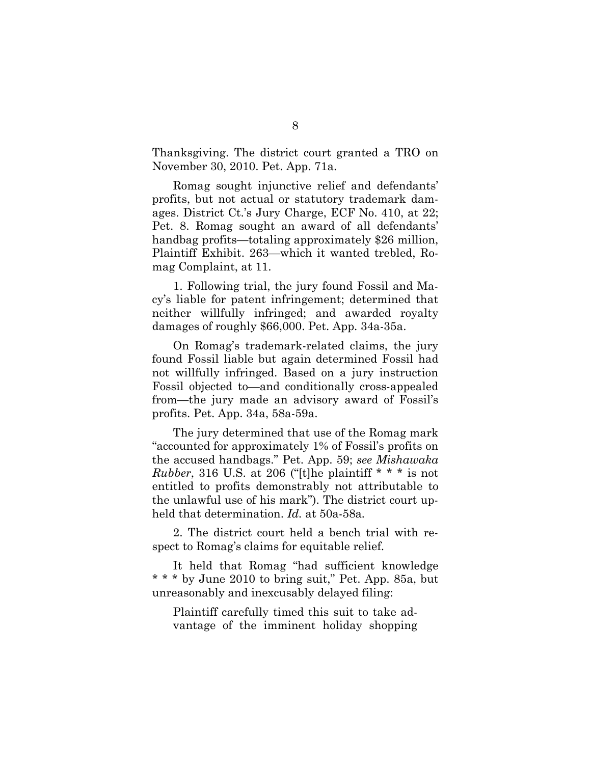Thanksgiving. The district court granted a TRO on November 30, 2010. Pet. App. 71a.

Romag sought injunctive relief and defendants' profits, but not actual or statutory trademark damages. District Ct.'s Jury Charge, ECF No. 410, at 22; Pet. 8. Romag sought an award of all defendants' handbag profits—totaling approximately $26 million, Plaintiff Exhibit. 263—which it wanted trebled, Romag Complaint, at 11.

1. Following trial, the jury found Fossil and Macy's liable for patent infringement; determined that neither willfully infringed; and awarded royalty damages of roughly $66,000. Pet. App. 34a-35a.

On Romag's trademark-related claims, the jury found Fossil liable but again determined Fossil had not willfully infringed. Based on a jury instruction Fossil objected to—and conditionally cross-appealed from—the jury made an advisory award of Fossil's profits. Pet. App. 34a, 58a-59a.

The jury determined that use of the Romag mark "accounted for approximately 1% of Fossil's profits on the accused handbags." Pet. App. 59; *see Mishawaka Rubber*, 316 U.S. at 206 ("[t]he plaintiff * * * is not entitled to profits demonstrably not attributable to the unlawful use of his mark"). The district court upheld that determination. *Id.* at 50a-58a.

2. The district court held a bench trial with respect to Romag's claims for equitable relief.

It held that Romag "had sufficient knowledge * * * by June 2010 to bring suit," Pet. App. 85a, but unreasonably and inexcusably delayed filing:

> Plaintiff carefully timed this suit to take advantage of the imminent holiday shopping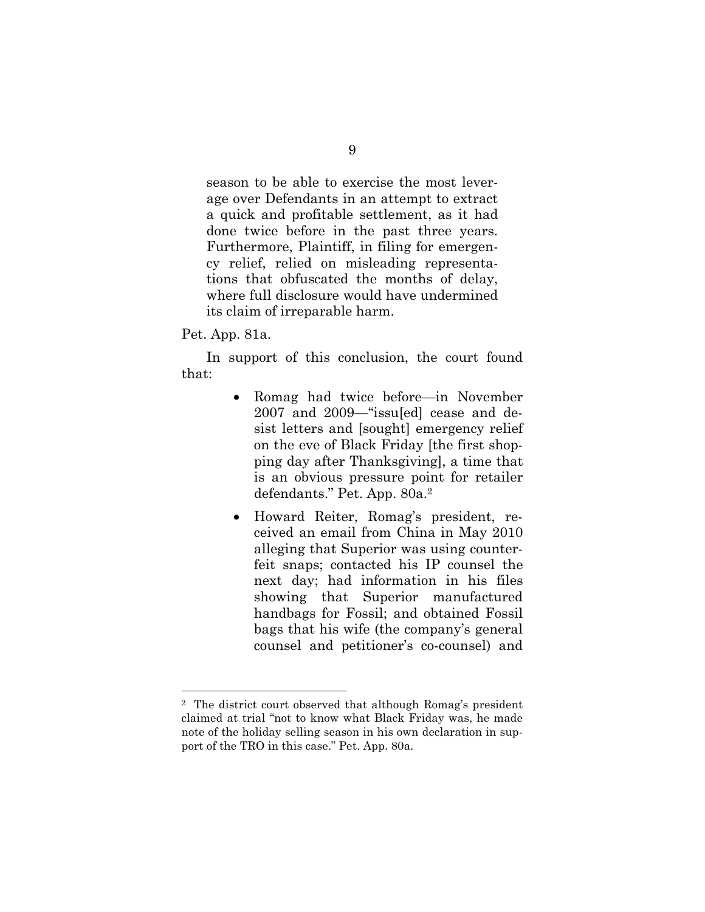> season to be able to exercise the most leverage over Defendants in an attempt to extract a quick and profitable settlement, as it had done twice before in the past three years. Furthermore, Plaintiff, in filing for emergency relief, relied on misleading representations that obfuscated the months of delay, where full disclosure would have undermined its claim of irreparable harm.

Pet. App. 81a.

In support of this conclusion, the court found that:

- Romag had twice before—in November 2007 and 2009—"issu[ed] cease and desist letters and [sought] emergency relief on the eve of Black Friday [the first shopping day after Thanksgiving], a time that is an obvious pressure point for retailer defendants." Pet. App. 80a.[2]
- Howard Reiter, Romag's president, received an email from China in May 2010 alleging that Superior was using counterfeit snaps; contacted his IP counsel the next day; had information in his files showing that Superior manufactured handbags for Fossil; and obtained Fossil bags that his wife (the company's general counsel and petitioner's co-counsel) and

---

[2] The district court observed that although Romag's president claimed at trial "not to know what Black Friday was, he made note of the holiday selling season in his own declaration in support of the TRO in this case." Pet. App. 80a.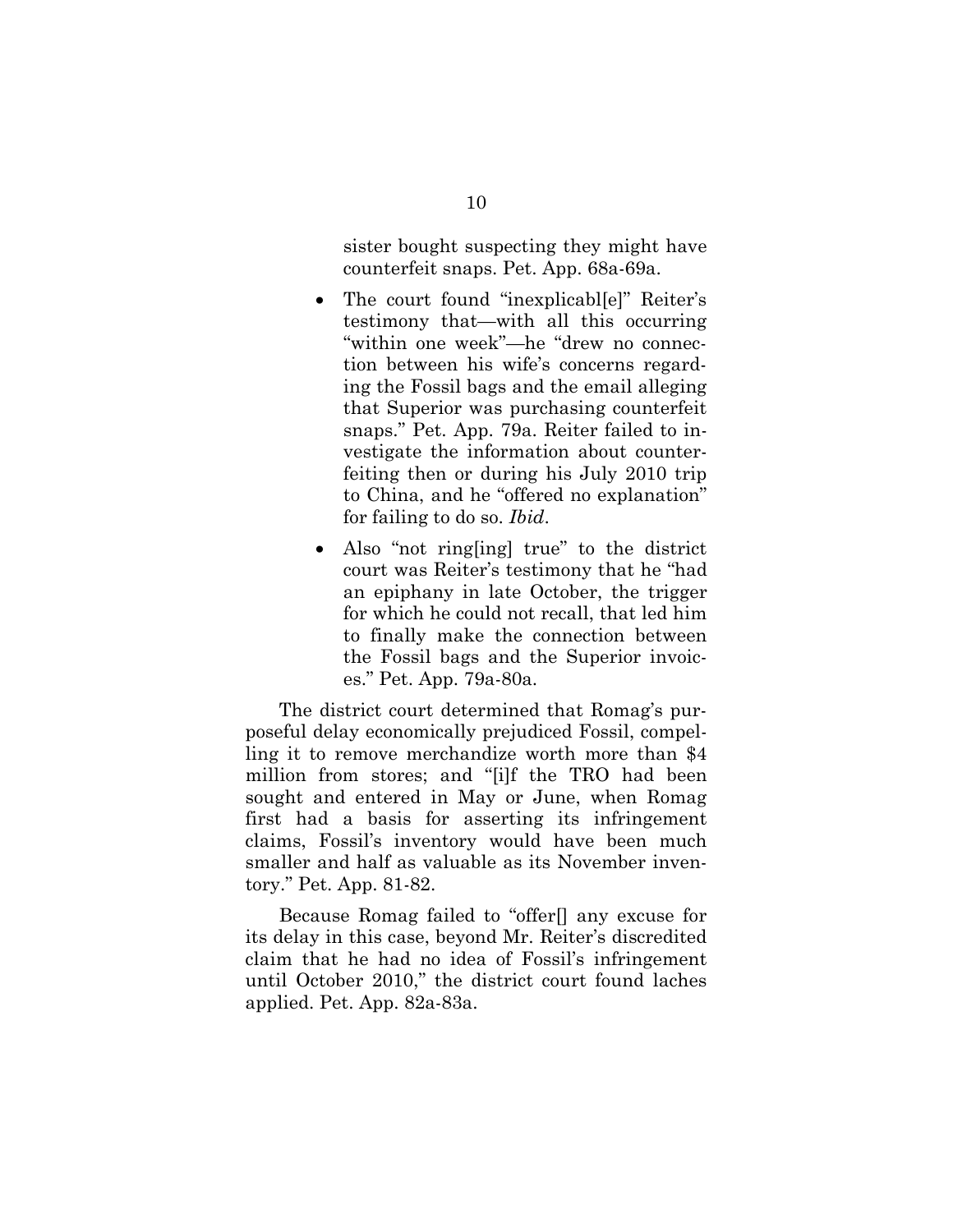sister bought suspecting they might have counterfeit snaps. Pet. App. 68a-69a.

- The court found "inexplicabl[e]" Reiter's testimony that—with all this occurring "within one week"—he "drew no connection between his wife's concerns regarding the Fossil bags and the email alleging that Superior was purchasing counterfeit snaps." Pet. App. 79a. Reiter failed to investigate the information about counterfeiting then or during his July 2010 trip to China, and he "offered no explanation" for failing to do so. *Ibid*.
- Also "not ring[ing] true" to the district court was Reiter's testimony that he "had an epiphany in late October, the trigger for which he could not recall, that led him to finally make the connection between the Fossil bags and the Superior invoices." Pet. App. 79a-80a.

The district court determined that Romag's purposeful delay economically prejudiced Fossil, compelling it to remove merchandize worth more than $4 million from stores; and "[i]f the TRO had been sought and entered in May or June, when Romag first had a basis for asserting its infringement claims, Fossil's inventory would have been much smaller and half as valuable as its November inventory." Pet. App. 81-82.

Because Romag failed to "offer[] any excuse for its delay in this case, beyond Mr. Reiter's discredited claim that he had no idea of Fossil's infringement until October 2010," the district court found laches applied. Pet. App. 82a-83a.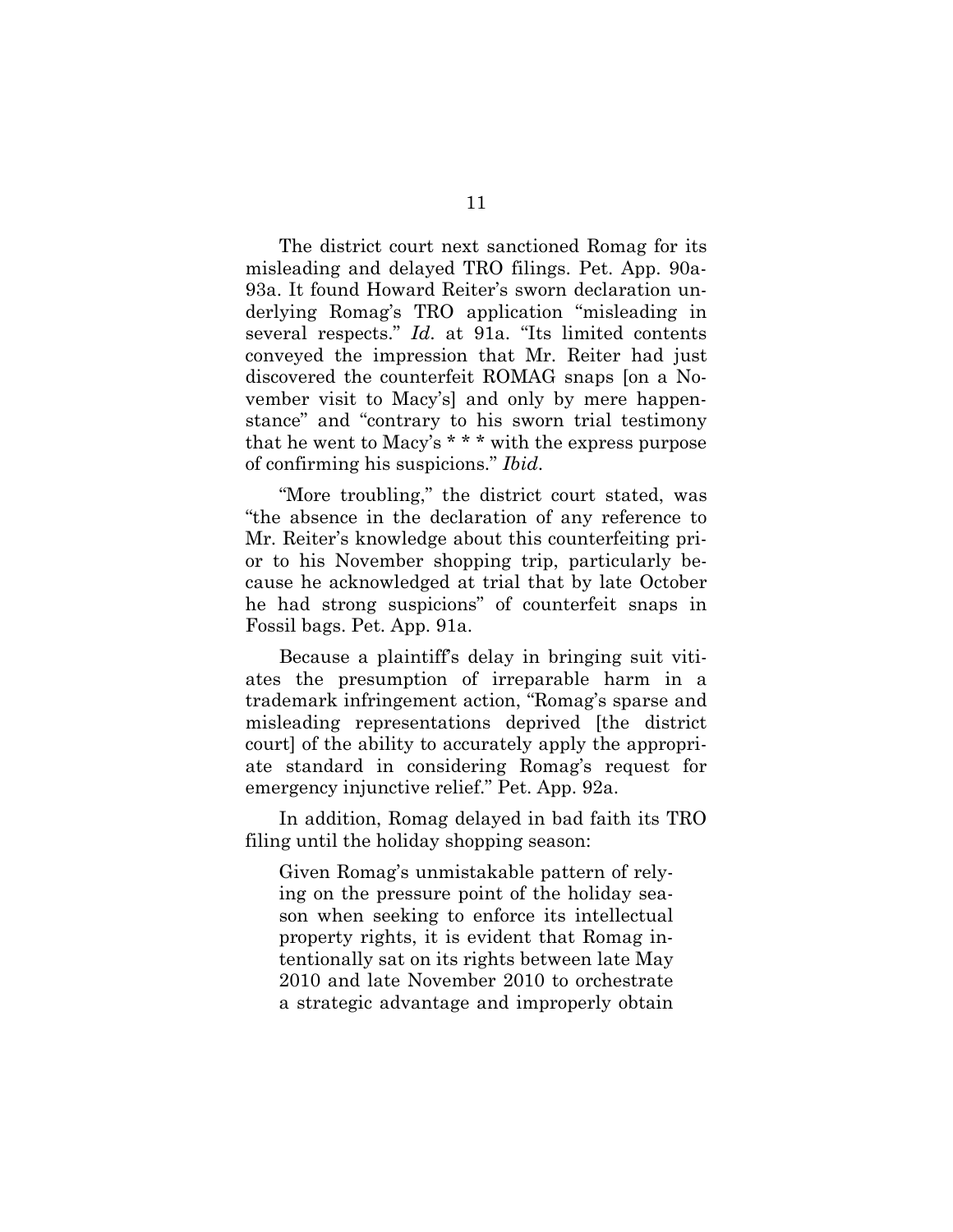The district court next sanctioned Romag for its misleading and delayed TRO filings. Pet. App. 90a-93a. It found Howard Reiter's sworn declaration underlying Romag's TRO application "misleading in several respects." *Id*. at 91a. "Its limited contents conveyed the impression that Mr. Reiter had just discovered the counterfeit ROMAG snaps [on a November visit to Macy's] and only by mere happenstance" and "contrary to his sworn trial testimony that he went to Macy's * * * with the express purpose of confirming his suspicions." *Ibid*.

"More troubling," the district court stated, was "the absence in the declaration of any reference to Mr. Reiter's knowledge about this counterfeiting prior to his November shopping trip, particularly because he acknowledged at trial that by late October he had strong suspicions" of counterfeit snaps in Fossil bags. Pet. App. 91a.

Because a plaintiff's delay in bringing suit vitiates the presumption of irreparable harm in a trademark infringement action, "Romag's sparse and misleading representations deprived [the district court] of the ability to accurately apply the appropriate standard in considering Romag's request for emergency injunctive relief." Pet. App. 92a.

In addition, Romag delayed in bad faith its TRO filing until the holiday shopping season:

> Given Romag's unmistakable pattern of relying on the pressure point of the holiday season when seeking to enforce its intellectual property rights, it is evident that Romag intentionally sat on its rights between late May 2010 and late November 2010 to orchestrate a strategic advantage and improperly obtain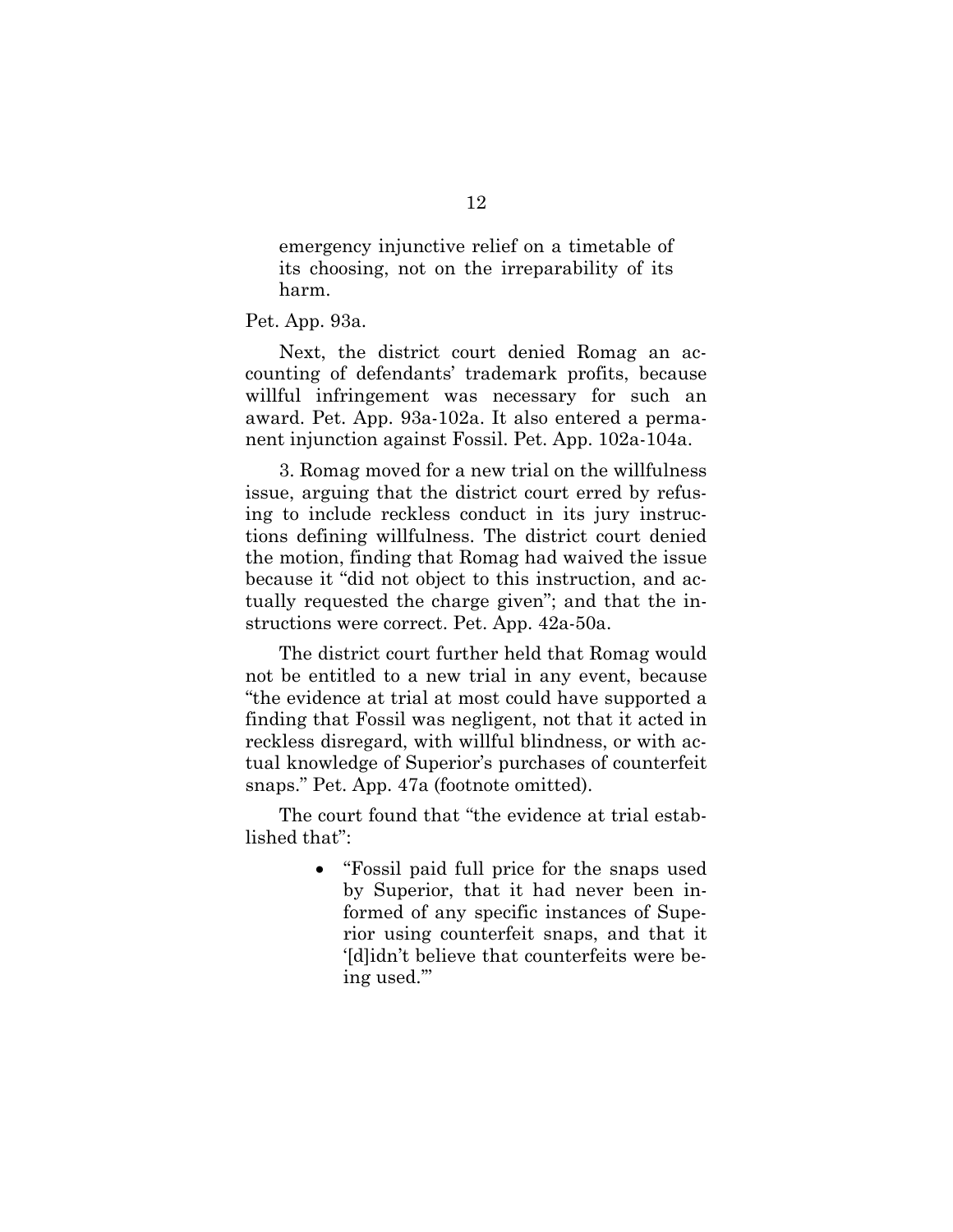> emergency injunctive relief on a timetable of its choosing, not on the irreparability of its harm.

Pet. App. 93a.

Next, the district court denied Romag an accounting of defendants' trademark profits, because willful infringement was necessary for such an award. Pet. App. 93a-102a. It also entered a permanent injunction against Fossil. Pet. App. 102a-104a.

3. Romag moved for a new trial on the willfulness issue, arguing that the district court erred by refusing to include reckless conduct in its jury instructions defining willfulness. The district court denied the motion, finding that Romag had waived the issue because it "did not object to this instruction, and actually requested the charge given"; and that the instructions were correct. Pet. App. 42a-50a.

The district court further held that Romag would not be entitled to a new trial in any event, because "the evidence at trial at most could have supported a finding that Fossil was negligent, not that it acted in reckless disregard, with willful blindness, or with actual knowledge of Superior's purchases of counterfeit snaps." Pet. App. 47a (footnote omitted).

The court found that "the evidence at trial established that":

- "Fossil paid full price for the snaps used by Superior, that it had never been informed of any specific instances of Superior using counterfeit snaps, and that it '[d]idn't believe that counterfeits were being used.'"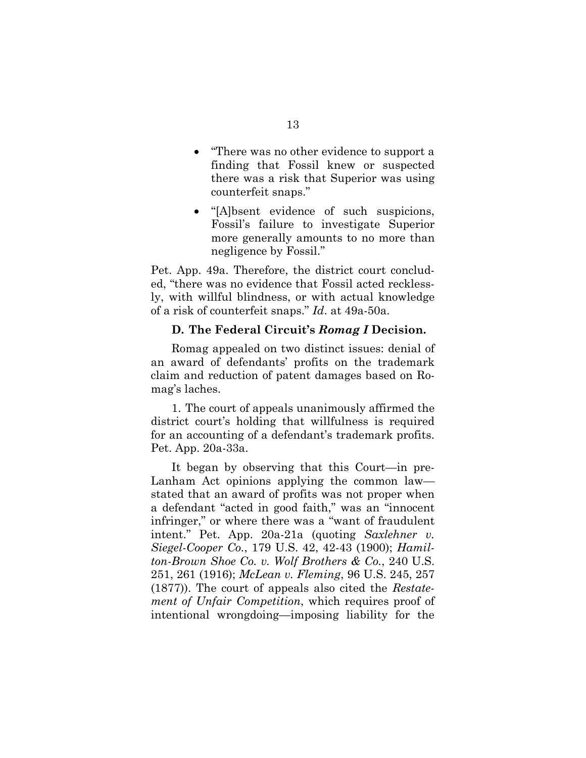- "There was no other evidence to support a finding that Fossil knew or suspected there was a risk that Superior was using counterfeit snaps."
- "[A]bsent evidence of such suspicions, Fossil's failure to investigate Superior more generally amounts to no more than negligence by Fossil."

Pet. App. 49a. Therefore, the district court concluded, "there was no evidence that Fossil acted recklessly, with willful blindness, or with actual knowledge of a risk of counterfeit snaps." *Id*. at 49a-50a.

### D. The Federal Circuit's *Romag I* Decision.

Romag appealed on two distinct issues: denial of an award of defendants' profits on the trademark claim and reduction of patent damages based on Romag's laches.

1. The court of appeals unanimously affirmed the district court's holding that willfulness is required for an accounting of a defendant's trademark profits. Pet. App. 20a-33a.

It began by observing that this Court—in pre-Lanham Act opinions applying the common law—stated that an award of profits was not proper when a defendant "acted in good faith," was an "innocent infringer," or where there was a "want of fraudulent intent." Pet. App. 20a-21a (quoting *Saxlehner v. Siegel-Cooper Co.*, 179 U.S. 42, 42-43 (1900); *Hamilton-Brown Shoe Co. v. Wolf Brothers & Co.*, 240 U.S. 251, 261 (1916); *McLean v. Fleming*, 96 U.S. 245, 257 (1877)). The court of appeals also cited the *Restatement of Unfair Competition*, which requires proof of intentional wrongdoing—imposing liability for the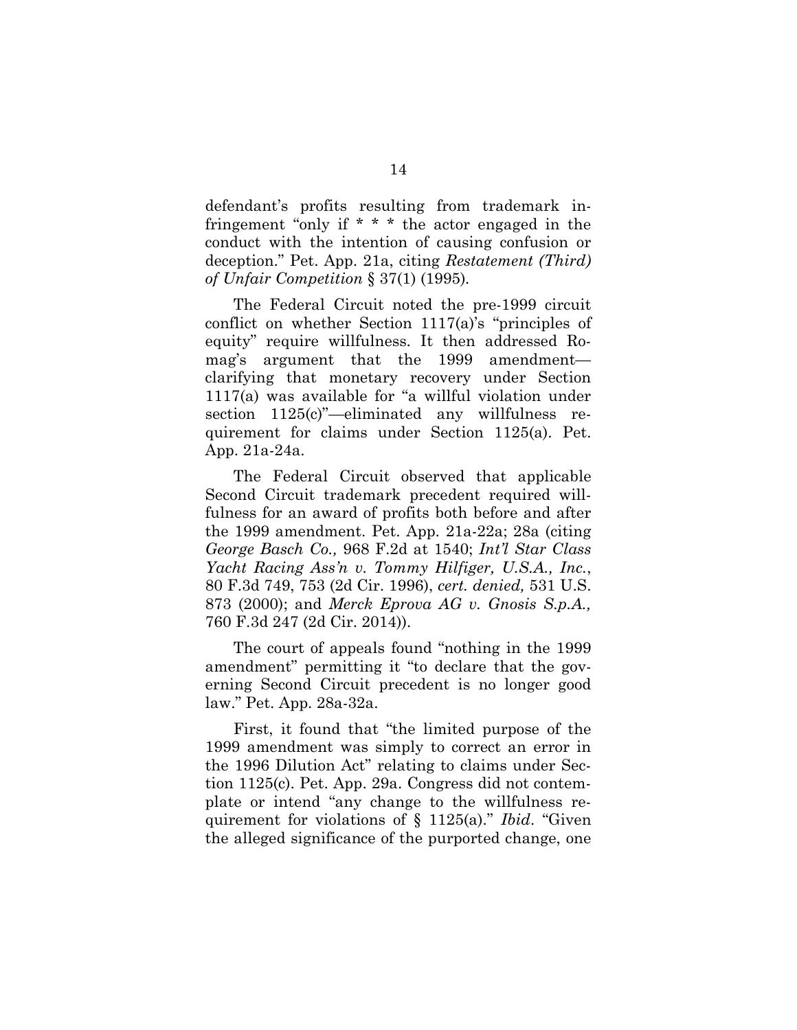defendant's profits resulting from trademark infringement "only if * * * the actor engaged in the conduct with the intention of causing confusion or deception." Pet. App. 21a, citing *Restatement (Third) of Unfair Competition* § 37(1) (1995).

The Federal Circuit noted the pre-1999 circuit conflict on whether Section 1117(a)'s "principles of equity" require willfulness. It then addressed Romag's argument that the 1999 amendment—clarifying that monetary recovery under Section 1117(a) was available for "a willful violation under section 1125(c)"—eliminated any willfulness requirement for claims under Section 1125(a). Pet. App. 21a-24a.

The Federal Circuit observed that applicable Second Circuit trademark precedent required willfulness for an award of profits both before and after the 1999 amendment. Pet. App. 21a-22a; 28a (citing *George Basch Co.,* 968 F.2d at 1540; *Int'l Star Class Yacht Racing Ass'n v. Tommy Hilfiger, U.S.A., Inc.*, 80 F.3d 749, 753 (2d Cir. 1996), *cert. denied,* 531 U.S. 873 (2000); and *Merck Eprova AG v. Gnosis S.p.A.,* 760 F.3d 247 (2d Cir. 2014)).

The court of appeals found "nothing in the 1999 amendment" permitting it "to declare that the governing Second Circuit precedent is no longer good law." Pet. App. 28a-32a.

First, it found that "the limited purpose of the 1999 amendment was simply to correct an error in the 1996 Dilution Act" relating to claims under Section 1125(c). Pet. App. 29a. Congress did not contemplate or intend "any change to the willfulness requirement for violations of § 1125(a)." *Ibid*. "Given the alleged significance of the purported change, one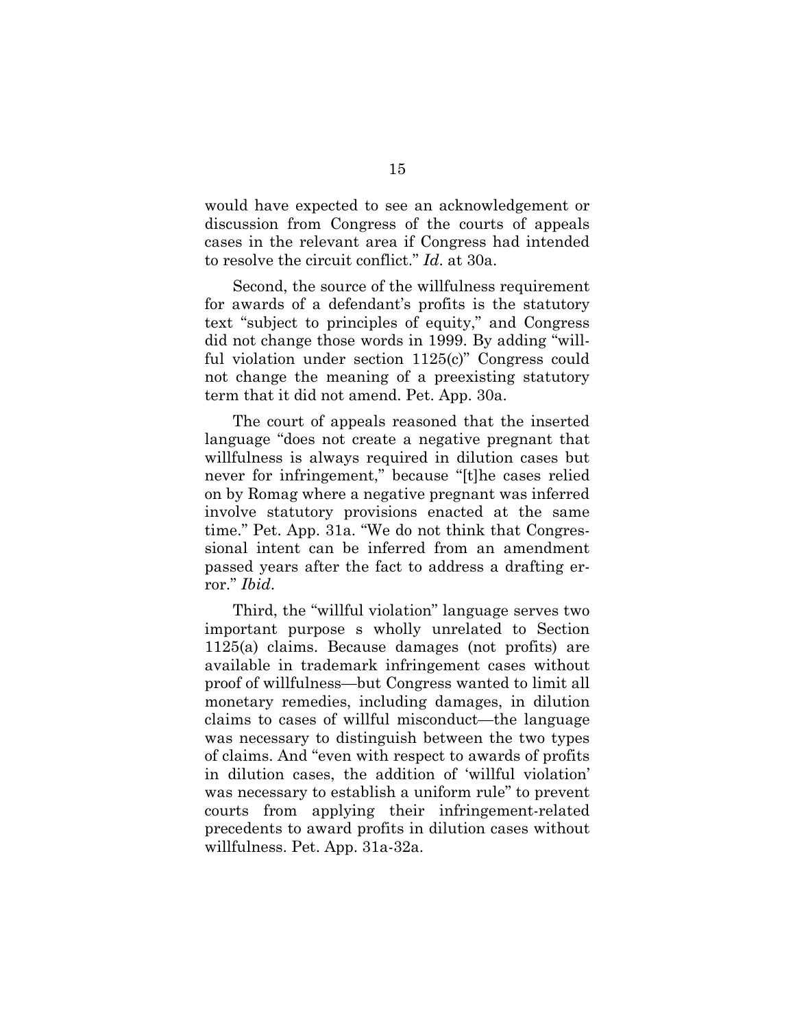would have expected to see an acknowledgement or discussion from Congress of the courts of appeals cases in the relevant area if Congress had intended to resolve the circuit conflict." *Id.* at 30a.

Second, the source of the willfulness requirement for awards of a defendant's profits is the statutory text "subject to principles of equity," and Congress did not change those words in 1999. By adding "willful violation under section 1125(c)" Congress could not change the meaning of a preexisting statutory term that it did not amend. Pet. App. 30a.

The court of appeals reasoned that the inserted language "does not create a negative pregnant that willfulness is always required in dilution cases but never for infringement," because "[t]he cases relied on by Romag where a negative pregnant was inferred involve statutory provisions enacted at the same time." Pet. App. 31a. "We do not think that Congressional intent can be inferred from an amendment passed years after the fact to address a drafting error." *Ibid.*

Third, the "willful violation" language serves two important purpose s wholly unrelated to Section 1125(a) claims. Because damages (not profits) are available in trademark infringement cases without proof of willfulness—but Congress wanted to limit all monetary remedies, including damages, in dilution claims to cases of willful misconduct—the language was necessary to distinguish between the two types of claims. And "even with respect to awards of profits in dilution cases, the addition of 'willful violation' was necessary to establish a uniform rule" to prevent courts from applying their infringement-related precedents to award profits in dilution cases without willfulness. Pet. App. 31a-32a.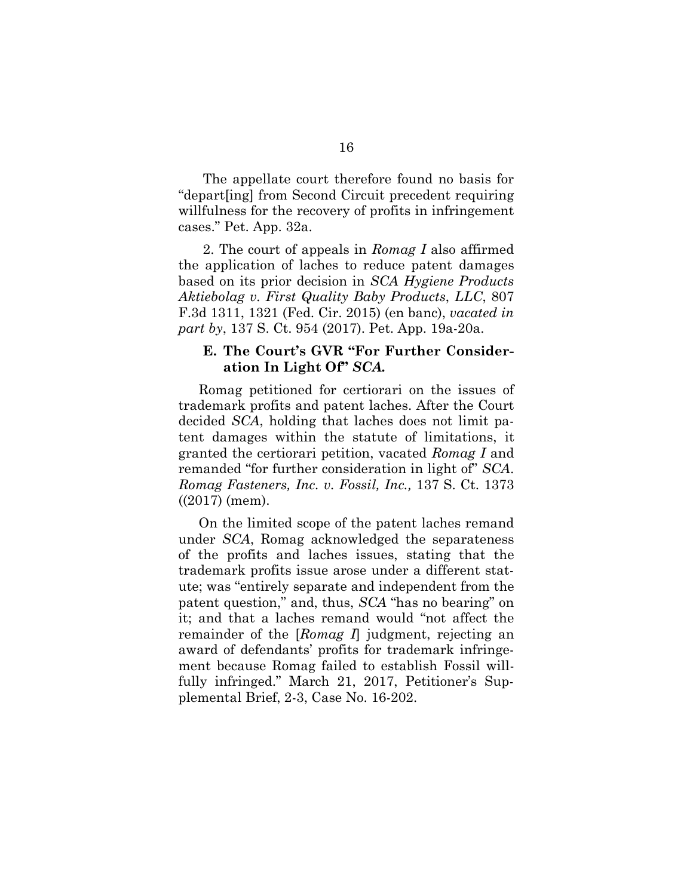The appellate court therefore found no basis for "depart[ing] from Second Circuit precedent requiring willfulness for the recovery of profits in infringement cases." Pet. App. 32a.

2. The court of appeals in *Romag I* also affirmed the application of laches to reduce patent damages based on its prior decision in *SCA Hygiene Products Aktiebolag v. First Quality Baby Products, LLC*, 807 F.3d 1311, 1321 (Fed. Cir. 2015) (en banc), *vacated in part by*, 137 S. Ct. 954 (2017). Pet. App. 19a-20a.

### E. The Court's GVR "For Further Consideration In Light Of" *SCA*.

Romag petitioned for certiorari on the issues of trademark profits and patent laches. After the Court decided *SCA*, holding that laches does not limit patent damages within the statute of limitations, it granted the certiorari petition, vacated *Romag I* and remanded "for further consideration in light of" *SCA*. *Romag Fasteners, Inc. v. Fossil, Inc.,* 137 S. Ct. 1373 ((2017) (mem).

On the limited scope of the patent laches remand under *SCA*, Romag acknowledged the separateness of the profits and laches issues, stating that the trademark profits issue arose under a different statute; was "entirely separate and independent from the patent question," and, thus, *SCA* "has no bearing" on it; and that a laches remand would "not affect the remainder of the [*Romag I*] judgment, rejecting an award of defendants' profits for trademark infringement because Romag failed to establish Fossil willfully infringed." March 21, 2017, Petitioner's Supplemental Brief, 2-3, Case No. 16-202.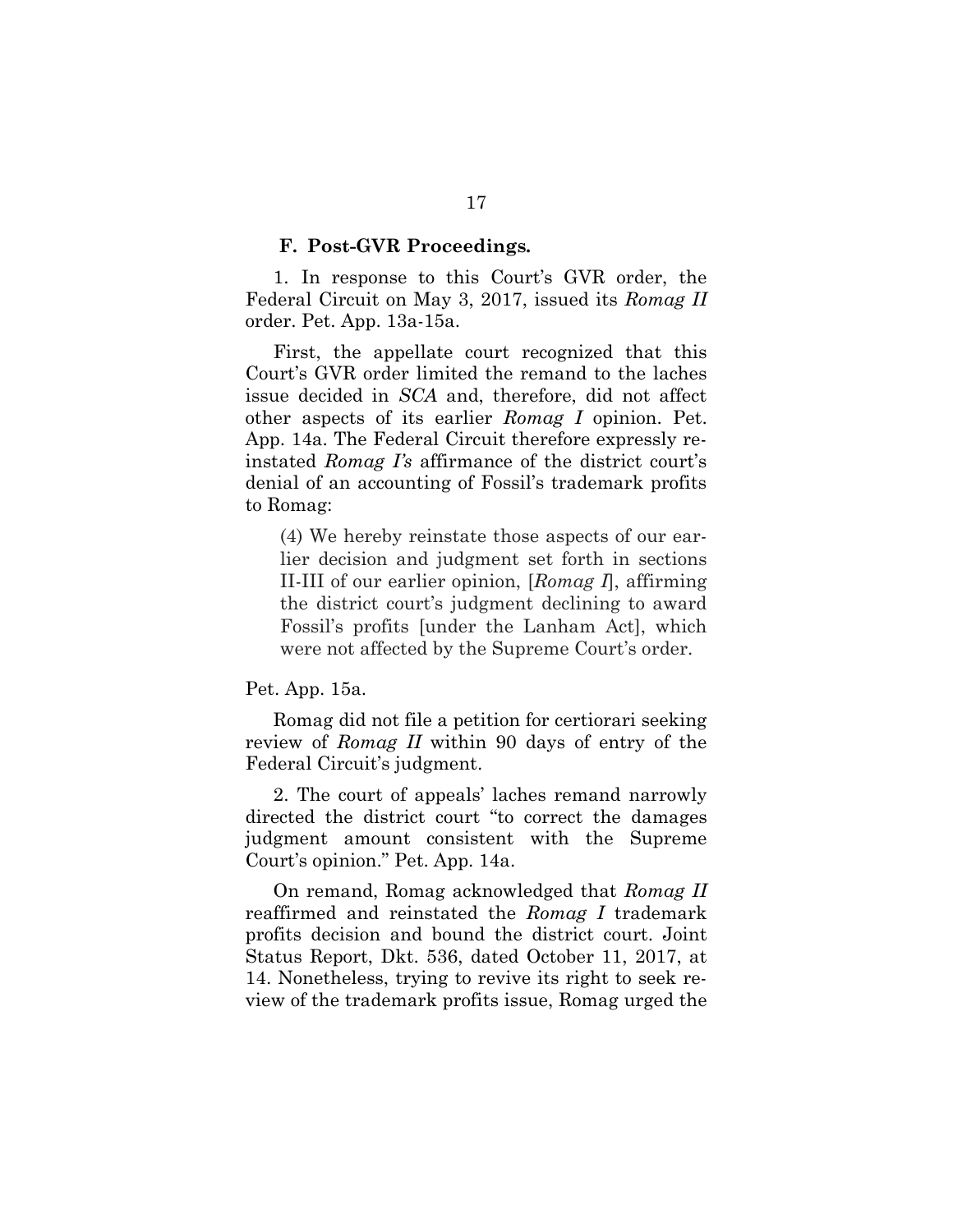### F. Post-GVR Proceedings.

1. In response to this Court's GVR order, the Federal Circuit on May 3, 2017, issued its *Romag II* order. Pet. App. 13a-15a.

First, the appellate court recognized that this Court's GVR order limited the remand to the laches issue decided in *SCA* and, therefore, did not affect other aspects of its earlier *Romag I* opinion. Pet. App. 14a. The Federal Circuit therefore expressly reinstated *Romag I's* affirmance of the district court's denial of an accounting of Fossil's trademark profits to Romag:

> (4) We hereby reinstate those aspects of our earlier decision and judgment set forth in sections II-III of our earlier opinion, [*Romag I*], affirming the district court's judgment declining to award Fossil's profits [under the Lanham Act], which were not affected by the Supreme Court's order.

Pet. App. 15a.

Romag did not file a petition for certiorari seeking review of *Romag II* within 90 days of entry of the Federal Circuit's judgment.

2. The court of appeals' laches remand narrowly directed the district court "to correct the damages judgment amount consistent with the Supreme Court's opinion." Pet. App. 14a.

On remand, Romag acknowledged that *Romag II* reaffirmed and reinstated the *Romag I* trademark profits decision and bound the district court. Joint Status Report, Dkt. 536, dated October 11, 2017, at 14. Nonetheless, trying to revive its right to seek review of the trademark profits issue, Romag urged the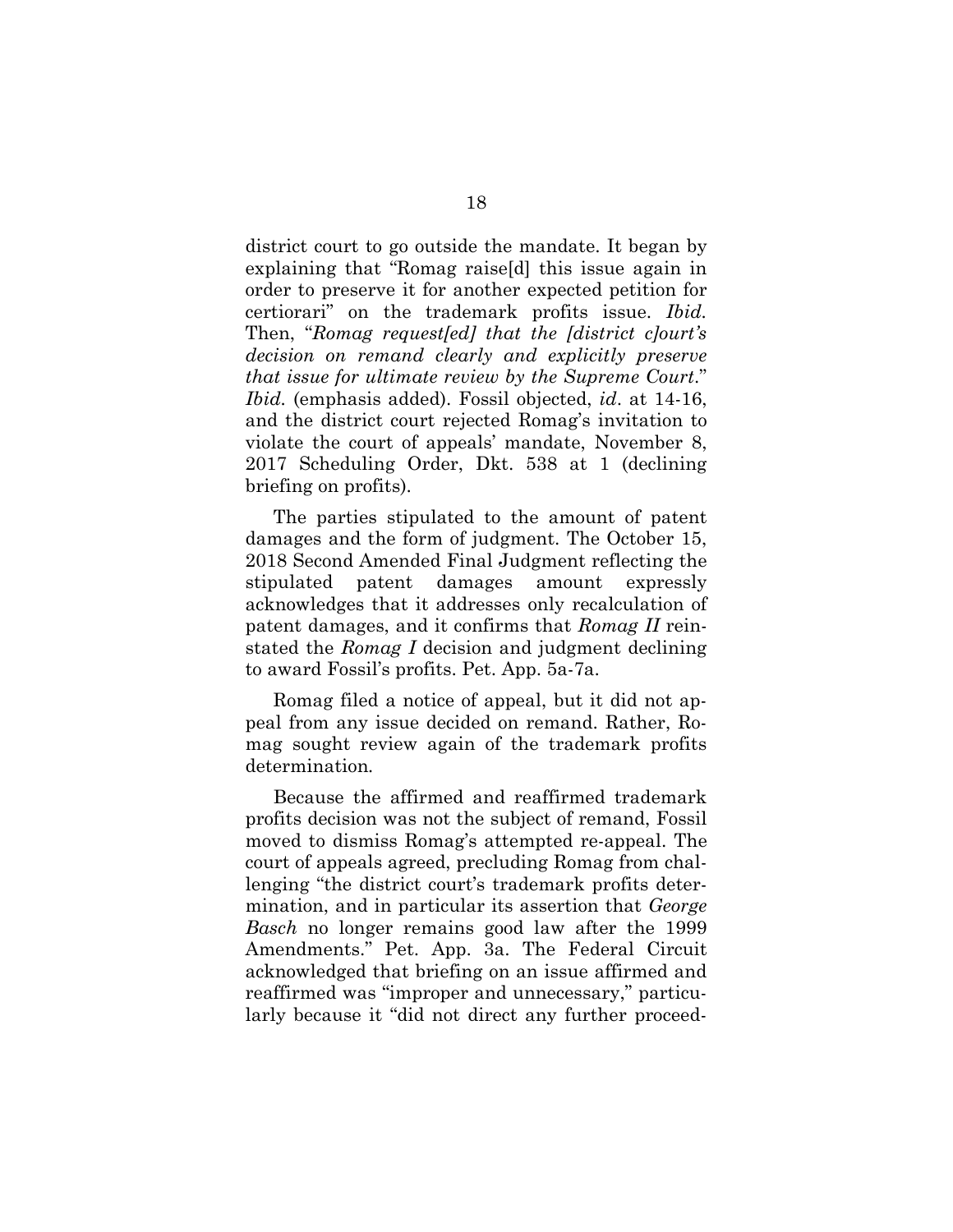district court to go outside the mandate. It began by explaining that "Romag raise[d] this issue again in order to preserve it for another expected petition for certiorari" on the trademark profits issue. *Ibid.* Then, "*Romag request[ed] that the [district c]ourt's decision on remand clearly and explicitly preserve that issue for ultimate review by the Supreme Court.*" *Ibid.* (emphasis added). Fossil objected, *id*. at 14-16, and the district court rejected Romag's invitation to violate the court of appeals' mandate, November 8, 2017 Scheduling Order, Dkt. 538 at 1 (declining briefing on profits).

The parties stipulated to the amount of patent damages and the form of judgment. The October 15, 2018 Second Amended Final Judgment reflecting the stipulated patent damages amount expressly acknowledges that it addresses only recalculation of patent damages, and it confirms that *Romag II* reinstated the *Romag I* decision and judgment declining to award Fossil's profits. Pet. App. 5a-7a.

Romag filed a notice of appeal, but it did not appeal from any issue decided on remand. Rather, Romag sought review again of the trademark profits determination.

Because the affirmed and reaffirmed trademark profits decision was not the subject of remand, Fossil moved to dismiss Romag's attempted re-appeal. The court of appeals agreed, precluding Romag from challenging "the district court's trademark profits determination, and in particular its assertion that *George Basch* no longer remains good law after the 1999 Amendments." Pet. App. 3a. The Federal Circuit acknowledged that briefing on an issue affirmed and reaffirmed was "improper and unnecessary," particularly because it "did not direct any further proceed-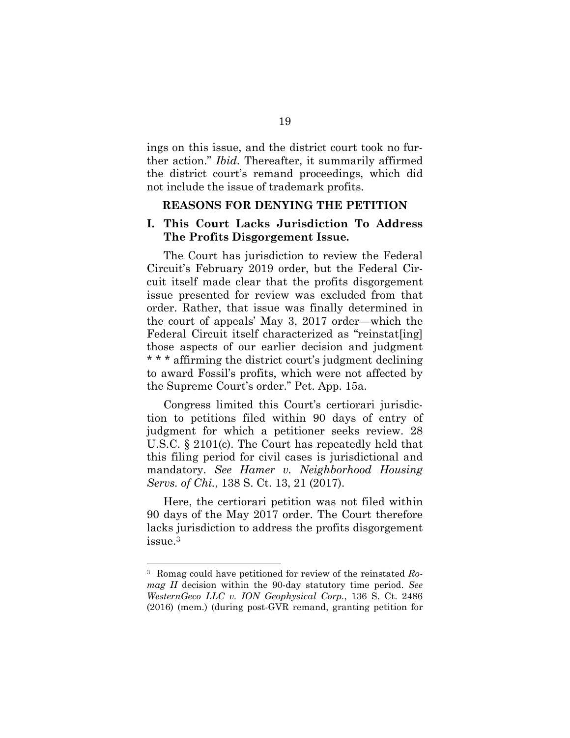ings on this issue, and the district court took no further action." *Ibid.* Thereafter, it summarily affirmed the district court's remand proceedings, which did not include the issue of trademark profits.

## REASONS FOR DENYING THE PETITION

### I. This Court Lacks Jurisdiction To Address The Profits Disgorgement Issue.

The Court has jurisdiction to review the Federal Circuit's February 2019 order, but the Federal Circuit itself made clear that the profits disgorgement issue presented for review was excluded from that order. Rather, that issue was finally determined in the court of appeals' May 3, 2017 order—which the Federal Circuit itself characterized as "reinstat[ing] those aspects of our earlier decision and judgment * * * affirming the district court's judgment declining to award Fossil's profits, which were not affected by the Supreme Court's order." Pet. App. 15a.

Congress limited this Court's certiorari jurisdiction to petitions filed within 90 days of entry of judgment for which a petitioner seeks review. 28 U.S.C. § 2101(c). The Court has repeatedly held that this filing period for civil cases is jurisdictional and mandatory. *See Hamer v. Neighborhood Housing Servs. of Chi.*, 138 S. Ct. 13, 21 (2017).

Here, the certiorari petition was not filed within 90 days of the May 2017 order. The Court therefore lacks jurisdiction to address the profits disgorgement issue.[3]

[3] Romag could have petitioned for review of the reinstated *Romag II* decision within the 90-day statutory time period. *See WesternGeco LLC v. ION Geophysical Corp.*, 136 S. Ct. 2486 (2016) (mem.) (during post-GVR remand, granting petition for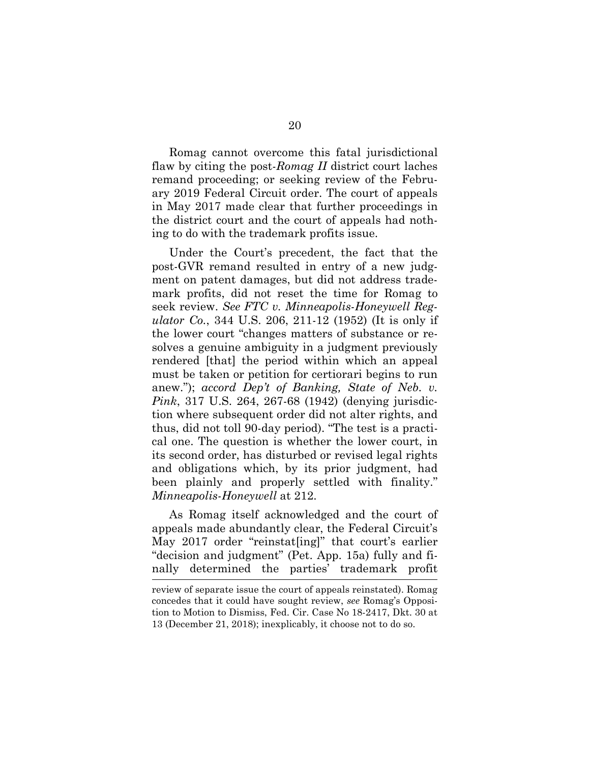Romag cannot overcome this fatal jurisdictional flaw by citing the post-*Romag II* district court laches remand proceeding; or seeking review of the February 2019 Federal Circuit order. The court of appeals in May 2017 made clear that further proceedings in the district court and the court of appeals had nothing to do with the trademark profits issue.

Under the Court's precedent, the fact that the post-GVR remand resulted in entry of a new judgment on patent damages, but did not address trademark profits, did not reset the time for Romag to seek review. *See FTC v. Minneapolis-Honeywell Regulator Co.*, 344 U.S. 206, 211-12 (1952) (It is only if the lower court "changes matters of substance or resolves a genuine ambiguity in a judgment previously rendered [that] the period within which an appeal must be taken or petition for certiorari begins to run anew."); *accord Dep't of Banking, State of Neb. v. Pink*, 317 U.S. 264, 267-68 (1942) (denying jurisdiction where subsequent order did not alter rights, and thus, did not toll 90-day period). "The test is a practical one. The question is whether the lower court, in its second order, has disturbed or revised legal rights and obligations which, by its prior judgment, had been plainly and properly settled with finality." *Minneapolis-Honeywell* at 212.

As Romag itself acknowledged and the court of appeals made abundantly clear, the Federal Circuit's May 2017 order "reinstat[ing]" that court's earlier "decision and judgment" (Pet. App. 15a) fully and finally determined the parties' trademark profit

---

review of separate issue the court of appeals reinstated). Romag concedes that it could have sought review, *see* Romag's Opposition to Motion to Dismiss, Fed. Cir. Case No 18-2417, Dkt. 30 at 13 (December 21, 2018); inexplicably, it choose not to do so.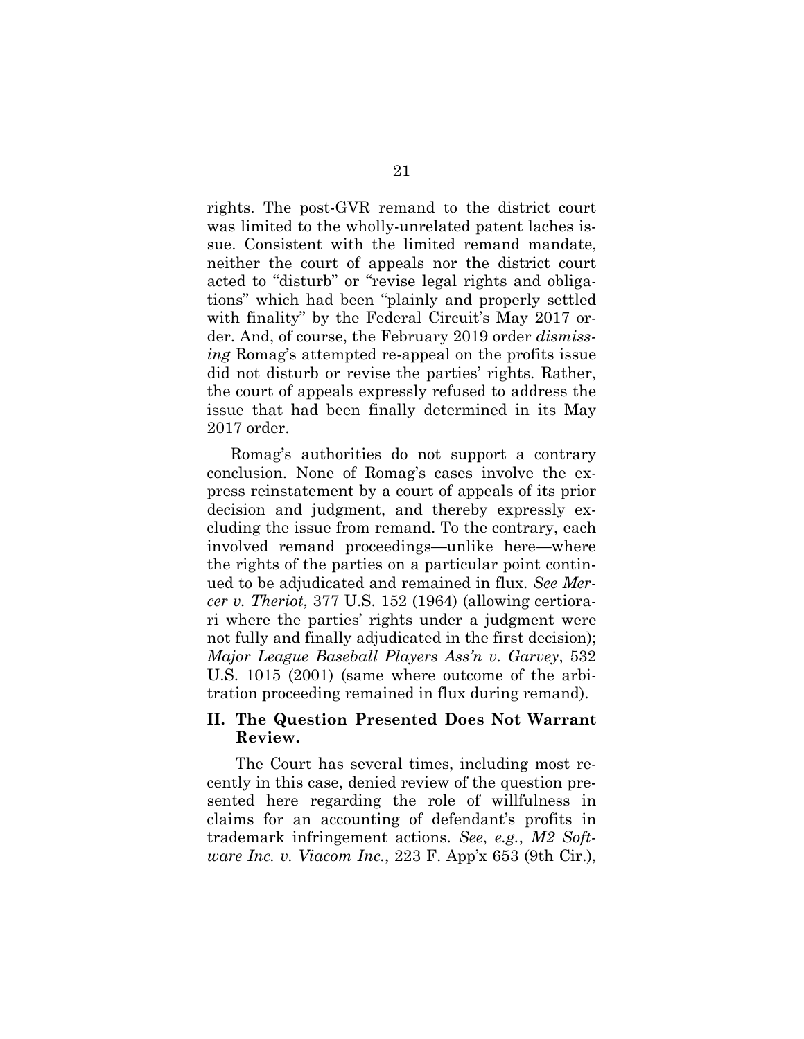rights. The post-GVR remand to the district court was limited to the wholly-unrelated patent laches issue. Consistent with the limited remand mandate, neither the court of appeals nor the district court acted to "disturb" or "revise legal rights and obligations" which had been "plainly and properly settled with finality" by the Federal Circuit's May 2017 order. And, of course, the February 2019 order *dismissing* Romag's attempted re-appeal on the profits issue did not disturb or revise the parties' rights. Rather, the court of appeals expressly refused to address the issue that had been finally determined in its May 2017 order.

Romag's authorities do not support a contrary conclusion. None of Romag's cases involve the express reinstatement by a court of appeals of its prior decision and judgment, and thereby expressly excluding the issue from remand. To the contrary, each involved remand proceedings—unlike here—where the rights of the parties on a particular point continued to be adjudicated and remained in flux. *See Mercer v. Theriot*, 377 U.S. 152 (1964) (allowing certiorari where the parties' rights under a judgment were not fully and finally adjudicated in the first decision); *Major League Baseball Players Ass'n v. Garvey*, 532 U.S. 1015 (2001) (same where outcome of the arbitration proceeding remained in flux during remand).

## II. The Question Presented Does Not Warrant Review.

The Court has several times, including most recently in this case, denied review of the question presented here regarding the role of willfulness in claims for an accounting of defendant's profits in trademark infringement actions. *See*, *e.g.*, *M2 Software Inc. v. Viacom Inc.*, 223 F. App'x 653 (9th Cir.),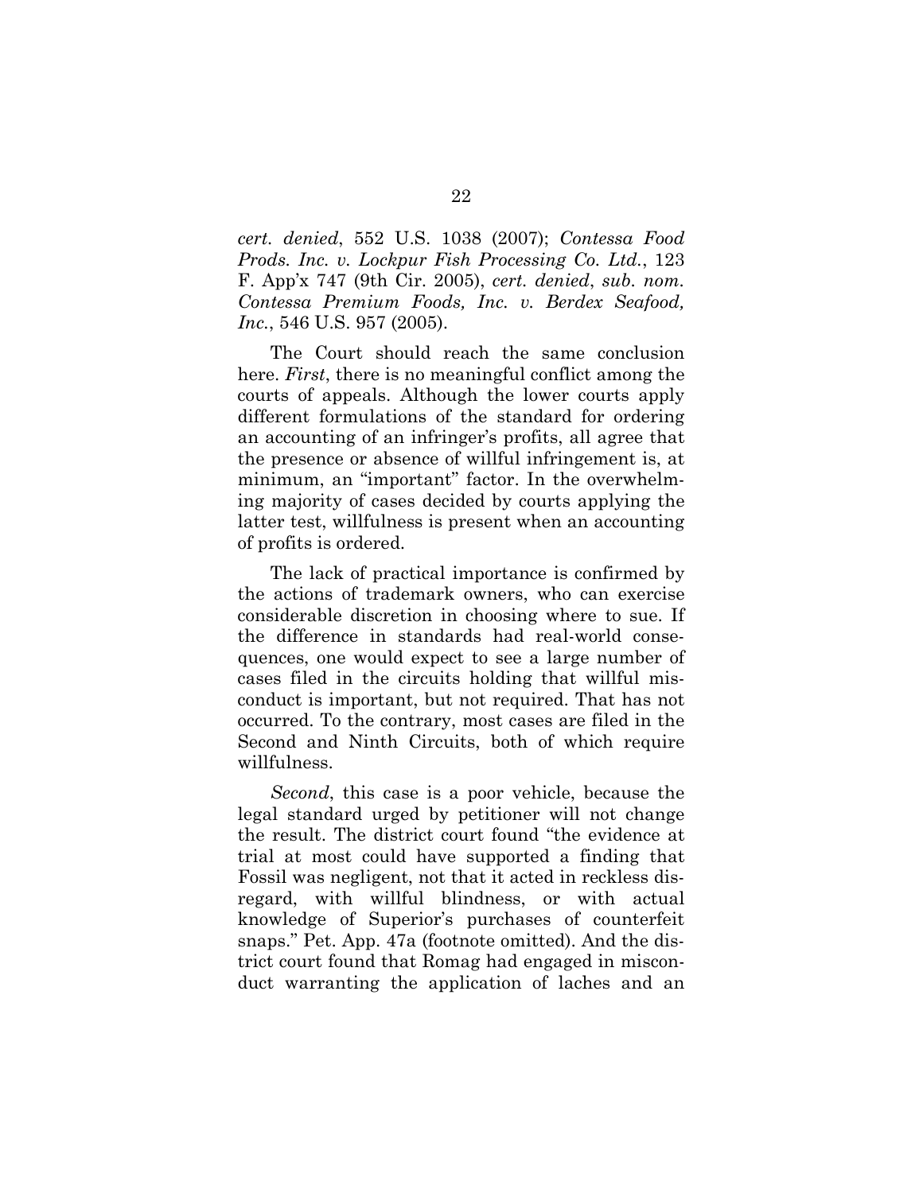*cert. denied*, 552 U.S. 1038 (2007); *Contessa Food Prods. Inc. v. Lockpur Fish Processing Co. Ltd.*, 123 F. App'x 747 (9th Cir. 2005), *cert. denied*, *sub. nom. Contessa Premium Foods, Inc. v. Berdex Seafood, Inc.*, 546 U.S. 957 (2005).

The Court should reach the same conclusion here. *First*, there is no meaningful conflict among the courts of appeals. Although the lower courts apply different formulations of the standard for ordering an accounting of an infringer's profits, all agree that the presence or absence of willful infringement is, at minimum, an "important" factor. In the overwhelming majority of cases decided by courts applying the latter test, willfulness is present when an accounting of profits is ordered.

The lack of practical importance is confirmed by the actions of trademark owners, who can exercise considerable discretion in choosing where to sue. If the difference in standards had real-world consequences, one would expect to see a large number of cases filed in the circuits holding that willful misconduct is important, but not required. That has not occurred. To the contrary, most cases are filed in the Second and Ninth Circuits, both of which require willfulness.

*Second*, this case is a poor vehicle, because the legal standard urged by petitioner will not change the result. The district court found "the evidence at trial at most could have supported a finding that Fossil was negligent, not that it acted in reckless disregard, with willful blindness, or with actual knowledge of Superior's purchases of counterfeit snaps." Pet. App. 47a (footnote omitted). And the district court found that Romag had engaged in misconduct warranting the application of laches and an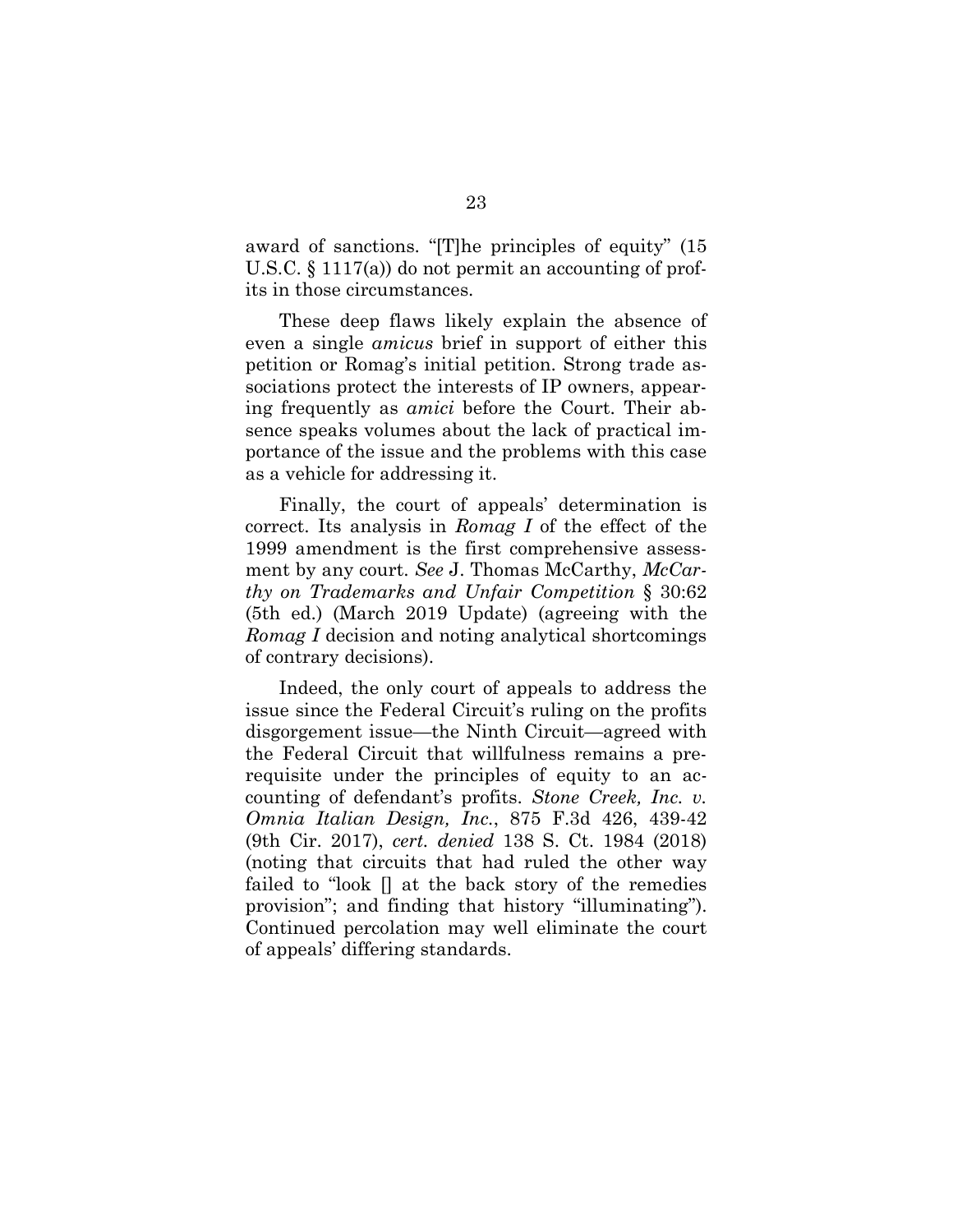award of sanctions. "[T]he principles of equity" (15 U.S.C. § 1117(a)) do not permit an accounting of profits in those circumstances.

These deep flaws likely explain the absence of even a single *amicus* brief in support of either this petition or Romag's initial petition. Strong trade associations protect the interests of IP owners, appearing frequently as *amici* before the Court. Their absence speaks volumes about the lack of practical importance of the issue and the problems with this case as a vehicle for addressing it.

Finally, the court of appeals' determination is correct. Its analysis in *Romag I* of the effect of the 1999 amendment is the first comprehensive assessment by any court. *See* J. Thomas McCarthy, *McCarthy on Trademarks and Unfair Competition* § 30:62 (5th ed.) (March 2019 Update) (agreeing with the *Romag I* decision and noting analytical shortcomings of contrary decisions).

Indeed, the only court of appeals to address the issue since the Federal Circuit's ruling on the profits disgorgement issue—the Ninth Circuit—agreed with the Federal Circuit that willfulness remains a prerequisite under the principles of equity to an accounting of defendant's profits. *Stone Creek, Inc. v. Omnia Italian Design, Inc.*, 875 F.3d 426, 439-42 (9th Cir. 2017), *cert. denied* 138 S. Ct. 1984 (2018) (noting that circuits that had ruled the other way failed to "look [] at the back story of the remedies provision"; and finding that history "illuminating"). Continued percolation may well eliminate the court of appeals' differing standards.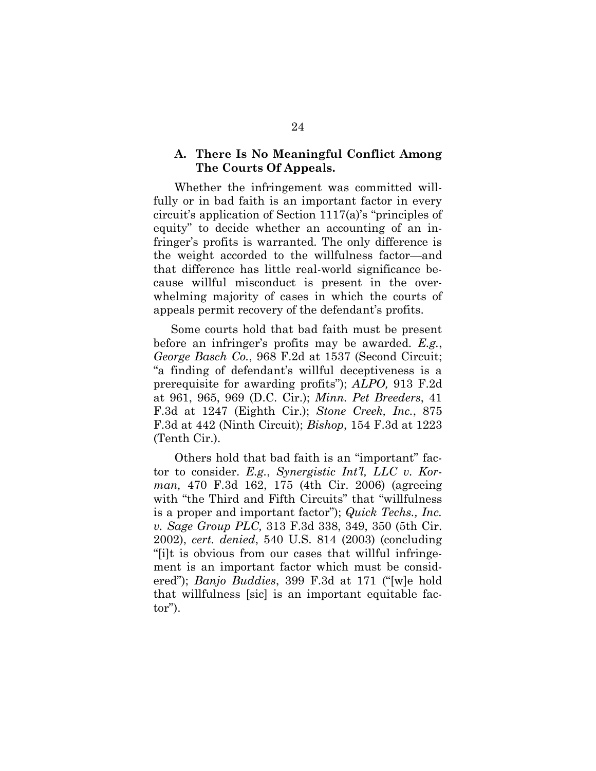### A. There Is No Meaningful Conflict Among The Courts Of Appeals.

Whether the infringement was committed willfully or in bad faith is an important factor in every circuit's application of Section 1117(a)'s "principles of equity" to decide whether an accounting of an infringer's profits is warranted. The only difference is the weight accorded to the willfulness factor—and that difference has little real-world significance because willful misconduct is present in the overwhelming majority of cases in which the courts of appeals permit recovery of the defendant's profits.

Some courts hold that bad faith must be present before an infringer's profits may be awarded. *E.g.*, *George Basch Co.*, 968 F.2d at 1537 (Second Circuit; "a finding of defendant's willful deceptiveness is a prerequisite for awarding profits"); *ALPO,* 913 F.2d at 961, 965, 969 (D.C. Cir.); *Minn. Pet Breeders*, 41 F.3d at 1247 (Eighth Cir.); *Stone Creek, Inc.*, 875 F.3d at 442 (Ninth Circuit); *Bishop*, 154 F.3d at 1223 (Tenth Cir.).

Others hold that bad faith is an "important" factor to consider. *E.g.*, *Synergistic Int'l, LLC v. Korman,* 470 F.3d 162, 175 (4th Cir. 2006) (agreeing with "the Third and Fifth Circuits" that "willfulness is a proper and important factor"); *Quick Techs., Inc. v. Sage Group PLC,* 313 F.3d 338, 349, 350 (5th Cir. 2002), *cert. denied*, 540 U.S. 814 (2003) (concluding "[i]t is obvious from our cases that willful infringement is an important factor which must be considered"); *Banjo Buddies*, 399 F.3d at 171 ("[w]e hold that willfulness [sic] is an important equitable factor").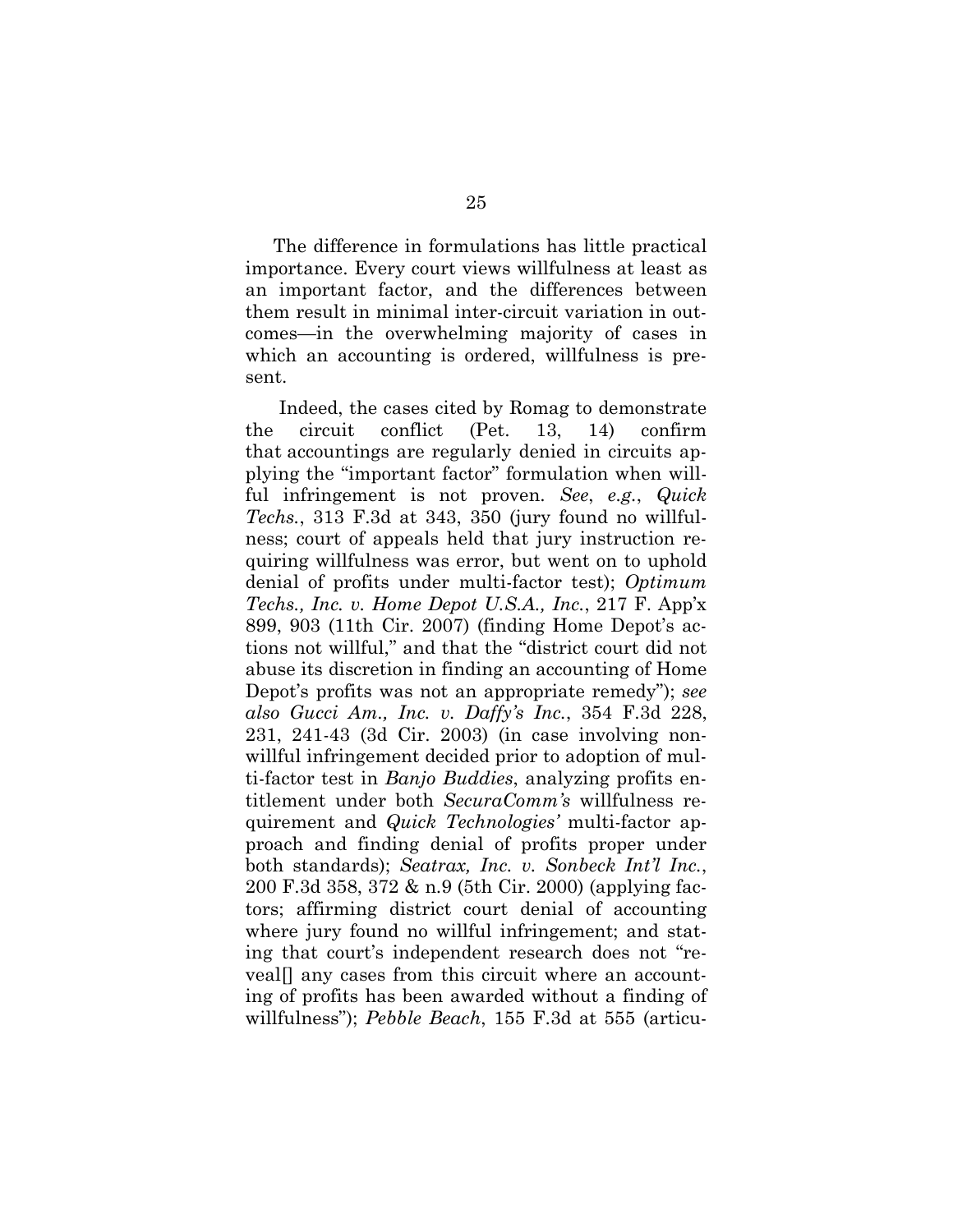The difference in formulations has little practical importance. Every court views willfulness at least as an important factor, and the differences between them result in minimal inter-circuit variation in outcomes—in the overwhelming majority of cases in which an accounting is ordered, willfulness is present.

Indeed, the cases cited by Romag to demonstrate the circuit conflict (Pet. 13, 14) confirm that accountings are regularly denied in circuits applying the "important factor" formulation when willful infringement is not proven. *See*, *e.g.*, *Quick Techs.*, 313 F.3d at 343, 350 (jury found no willfulness; court of appeals held that jury instruction requiring willfulness was error, but went on to uphold denial of profits under multi-factor test); *Optimum Techs., Inc. v. Home Depot U.S.A., Inc.*, 217 F. App'x 899, 903 (11th Cir. 2007) (finding Home Depot's actions not willful," and that the "district court did not abuse its discretion in finding an accounting of Home Depot's profits was not an appropriate remedy"); *see also Gucci Am., Inc. v. Daffy's Inc.*, 354 F.3d 228, 231, 241-43 (3d Cir. 2003) (in case involving non-willful infringement decided prior to adoption of multi-factor test in *Banjo Buddies*, analyzing profits entitlement under both *SecuraComm's* willfulness requirement and *Quick Technologies'* multi-factor approach and finding denial of profits proper under both standards); *Seatrax, Inc. v. Sonbeck Int'l Inc.*, 200 F.3d 358, 372 & n.9 (5th Cir. 2000) (applying factors; affirming district court denial of accounting where jury found no willful infringement; and stating that court's independent research does not "reveal[] any cases from this circuit where an accounting of profits has been awarded without a finding of willfulness"); *Pebble Beach*, 155 F.3d at 555 (articu-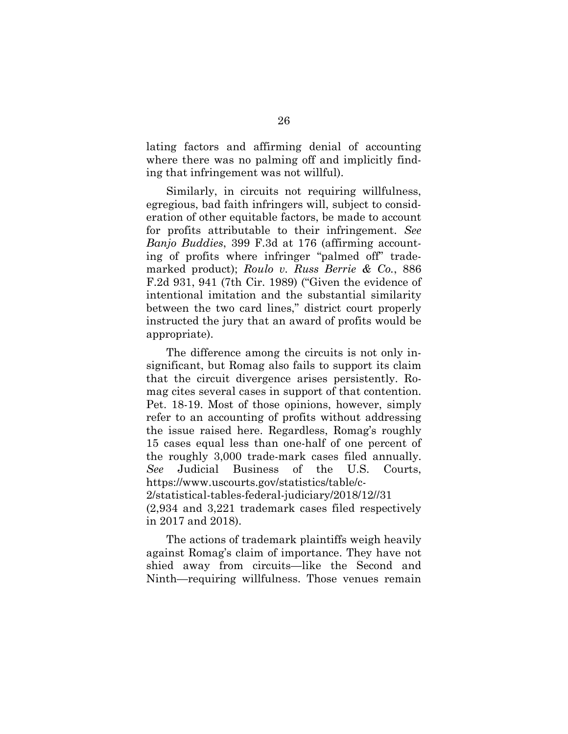lating factors and affirming denial of accounting where there was no palming off and implicitly finding that infringement was not willful).

Similarly, in circuits not requiring willfulness, egregious, bad faith infringers will, subject to consideration of other equitable factors, be made to account for profits attributable to their infringement. *See Banjo Buddies*, 399 F.3d at 176 (affirming accounting of profits where infringer "palmed off" trademarked product); *Roulo v. Russ Berrie & Co.*, 886 F.2d 931, 941 (7th Cir. 1989) ("Given the evidence of intentional imitation and the substantial similarity between the two card lines," district court properly instructed the jury that an award of profits would be appropriate).

The difference among the circuits is not only insignificant, but Romag also fails to support its claim that the circuit divergence arises persistently. Romag cites several cases in support of that contention. Pet. 18-19. Most of those opinions, however, simply refer to an accounting of profits without addressing the issue raised here. Regardless, Romag's roughly 15 cases equal less than one-half of one percent of the roughly 3,000 trade-mark cases filed annually. *See* Judicial Business of the U.S. Courts, https://www.uscourts.gov/statistics/table/c-2/statistical-tables-federal-judiciary/2018/12//31 (2,934 and 3,221 trademark cases filed respectively in 2017 and 2018).

The actions of trademark plaintiffs weigh heavily against Romag's claim of importance. They have not shied away from circuits—like the Second and Ninth—requiring willfulness. Those venues remain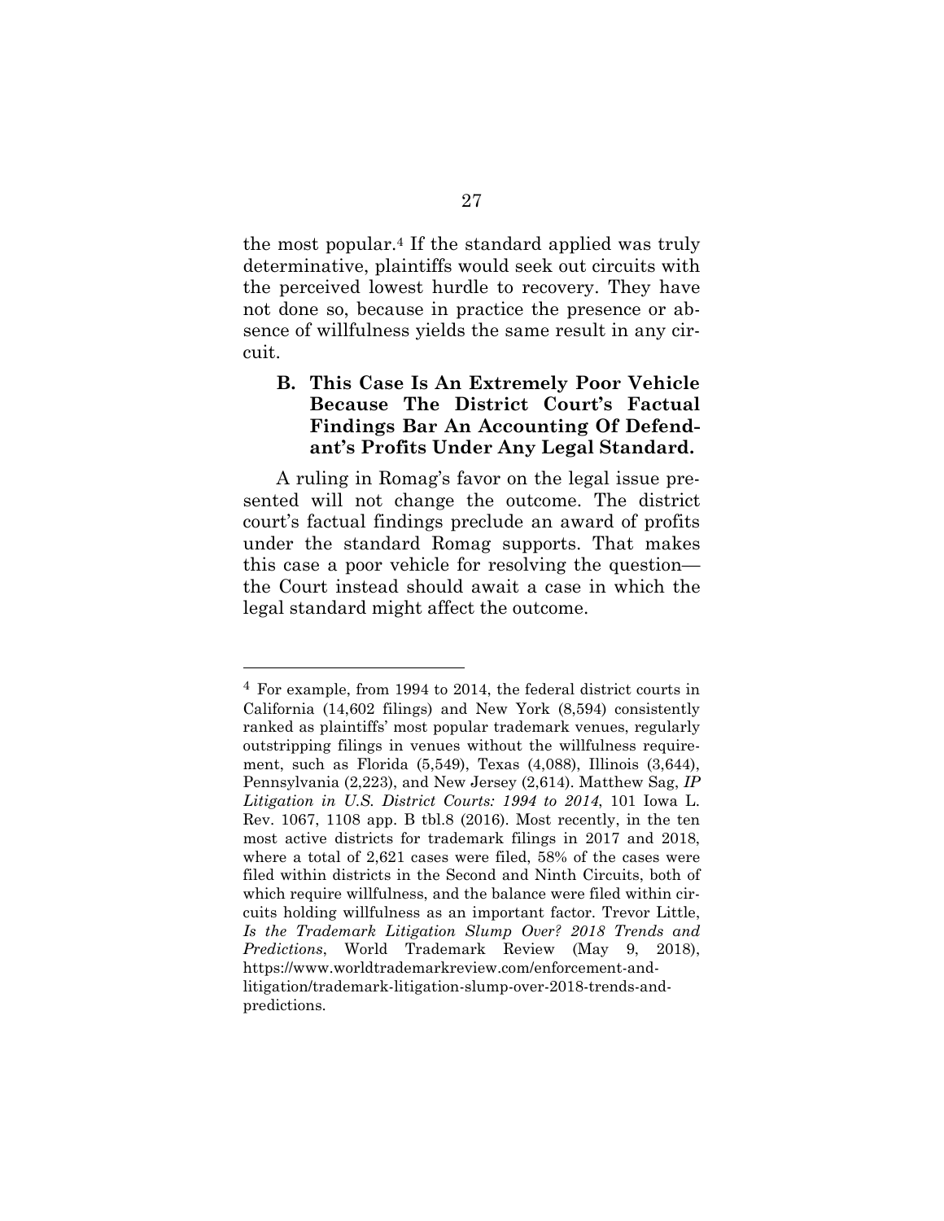the most popular.[4] If the standard applied was truly determinative, plaintiffs would seek out circuits with the perceived lowest hurdle to recovery. They have not done so, because in practice the presence or absence of willfulness yields the same result in any circuit.

### B. This Case Is An Extremely Poor Vehicle Because The District Court's Factual Findings Bar An Accounting Of Defendant's Profits Under Any Legal Standard.

A ruling in Romag's favor on the legal issue presented will not change the outcome. The district court's factual findings preclude an award of profits under the standard Romag supports. That makes this case a poor vehicle for resolving the question—the Court instead should await a case in which the legal standard might affect the outcome.

---

[4] For example, from 1994 to 2014, the federal district courts in California (14,602 filings) and New York (8,594) consistently ranked as plaintiffs' most popular trademark venues, regularly outstripping filings in venues without the willfulness requirement, such as Florida (5,549), Texas (4,088), Illinois (3,644), Pennsylvania (2,223), and New Jersey (2,614). Matthew Sag, *IP Litigation in U.S. District Courts: 1994 to 2014*, 101 Iowa L. Rev. 1067, 1108 app. B tbl.8 (2016). Most recently, in the ten most active districts for trademark filings in 2017 and 2018, where a total of 2,621 cases were filed, 58% of the cases were filed within districts in the Second and Ninth Circuits, both of which require willfulness, and the balance were filed within circuits holding willfulness as an important factor. Trevor Little, *Is the Trademark Litigation Slump Over? 2018 Trends and Predictions*, World Trademark Review (May 9, 2018), https://www.worldtrademarkreview.com/enforcement-and-litigation/trademark-litigation-slump-over-2018-trends-and-predictions.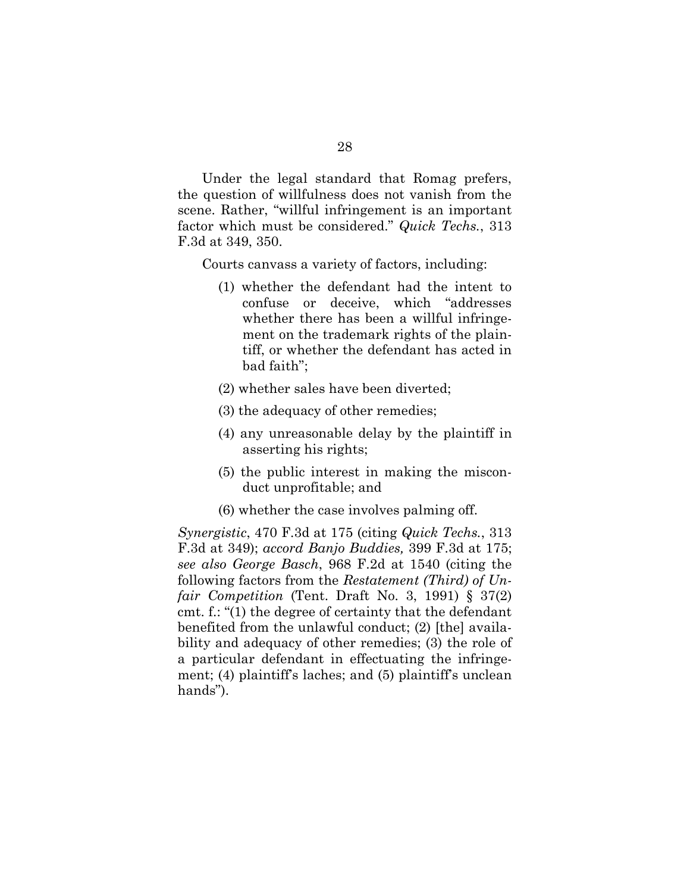Under the legal standard that Romag prefers, the question of willfulness does not vanish from the scene. Rather, "willful infringement is an important factor which must be considered." *Quick Techs.*, 313 F.3d at 349, 350.

Courts canvass a variety of factors, including:

> (1) whether the defendant had the intent to confuse or deceive, which "addresses whether there has been a willful infringement on the trademark rights of the plaintiff, or whether the defendant has acted in bad faith";
>
> (2) whether sales have been diverted;
>
> (3) the adequacy of other remedies;
>
> (4) any unreasonable delay by the plaintiff in asserting his rights;
>
> (5) the public interest in making the misconduct unprofitable; and
>
> (6) whether the case involves palming off.

*Synergistic*, 470 F.3d at 175 (citing *Quick Techs.*, 313 F.3d at 349); *accord Banjo Buddies,* 399 F.3d at 175; *see also George Basch*, 968 F.2d at 1540 (citing the following factors from the *Restatement (Third) of Unfair Competition* (Tent. Draft No. 3, 1991) § 37(2) cmt. f.: "(1) the degree of certainty that the defendant benefited from the unlawful conduct; (2) [the] availability and adequacy of other remedies; (3) the role of a particular defendant in effectuating the infringement; (4) plaintiff's laches; and (5) plaintiff's unclean hands").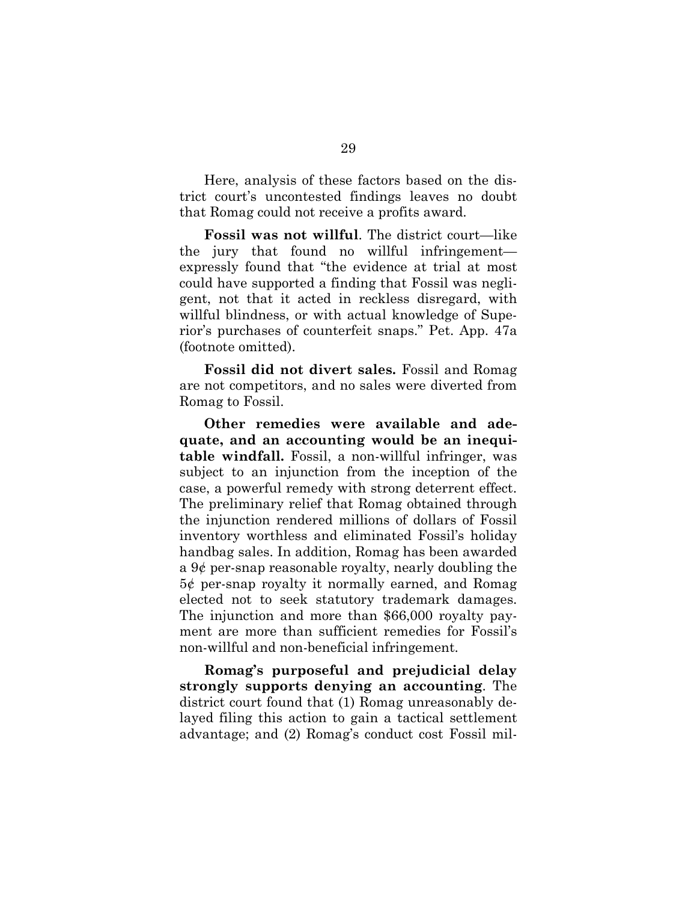Here, analysis of these factors based on the district court's uncontested findings leaves no doubt that Romag could not receive a profits award.

**Fossil was not willful**. The district court—like the jury that found no willful infringement—expressly found that "the evidence at trial at most could have supported a finding that Fossil was negligent, not that it acted in reckless disregard, with willful blindness, or with actual knowledge of Superior's purchases of counterfeit snaps." Pet. App. 47a (footnote omitted).

**Fossil did not divert sales.** Fossil and Romag are not competitors, and no sales were diverted from Romag to Fossil.

**Other remedies were available and adequate, and an accounting would be an inequitable windfall.** Fossil, a non-willful infringer, was subject to an injunction from the inception of the case, a powerful remedy with strong deterrent effect. The preliminary relief that Romag obtained through the injunction rendered millions of dollars of Fossil inventory worthless and eliminated Fossil's holiday handbag sales. In addition, Romag has been awarded a 9¢ per-snap reasonable royalty, nearly doubling the 5¢ per-snap royalty it normally earned, and Romag elected not to seek statutory trademark damages. The injunction and more than $66,000 royalty payment are more than sufficient remedies for Fossil's non-willful and non-beneficial infringement.

**Romag's purposeful and prejudicial delay strongly supports denying an accounting**. The district court found that (1) Romag unreasonably delayed filing this action to gain a tactical settlement advantage; and (2) Romag's conduct cost Fossil mil-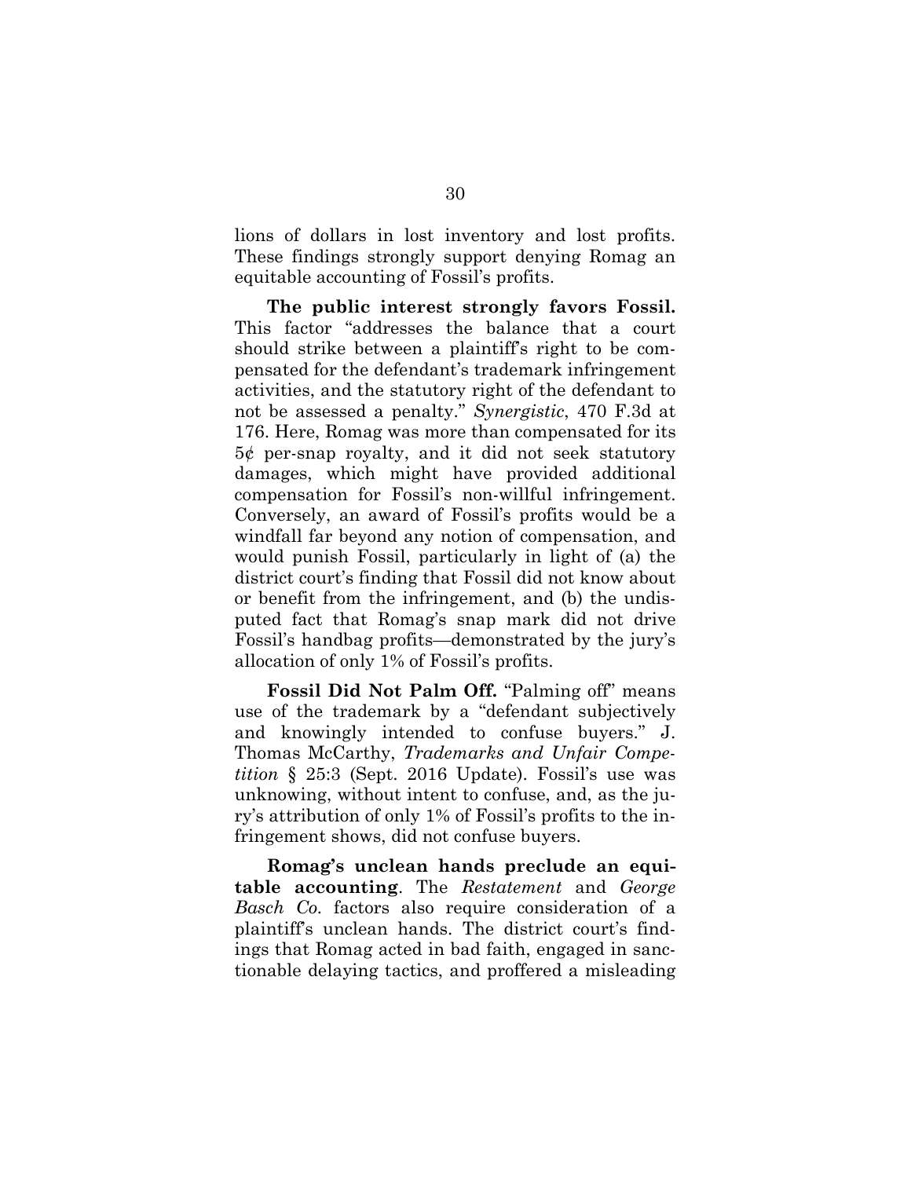lions of dollars in lost inventory and lost profits. These findings strongly support denying Romag an equitable accounting of Fossil's profits.

**The public interest strongly favors Fossil.** This factor "addresses the balance that a court should strike between a plaintiff's right to be compensated for the defendant's trademark infringement activities, and the statutory right of the defendant to not be assessed a penalty." *Synergistic*, 470 F.3d at 176. Here, Romag was more than compensated for its 5¢ per-snap royalty, and it did not seek statutory damages, which might have provided additional compensation for Fossil's non-willful infringement. Conversely, an award of Fossil's profits would be a windfall far beyond any notion of compensation, and would punish Fossil, particularly in light of (a) the district court's finding that Fossil did not know about or benefit from the infringement, and (b) the undisputed fact that Romag's snap mark did not drive Fossil's handbag profits—demonstrated by the jury's allocation of only 1% of Fossil's profits.

**Fossil Did Not Palm Off.** "Palming off" means use of the trademark by a "defendant subjectively and knowingly intended to confuse buyers." J. Thomas McCarthy, *Trademarks and Unfair Competition* § 25:3 (Sept. 2016 Update). Fossil's use was unknowing, without intent to confuse, and, as the jury's attribution of only 1% of Fossil's profits to the infringement shows, did not confuse buyers.

**Romag's unclean hands preclude an equitable accounting**. The *Restatement* and *George Basch Co.* factors also require consideration of a plaintiff's unclean hands. The district court's findings that Romag acted in bad faith, engaged in sanctionable delaying tactics, and proffered a misleading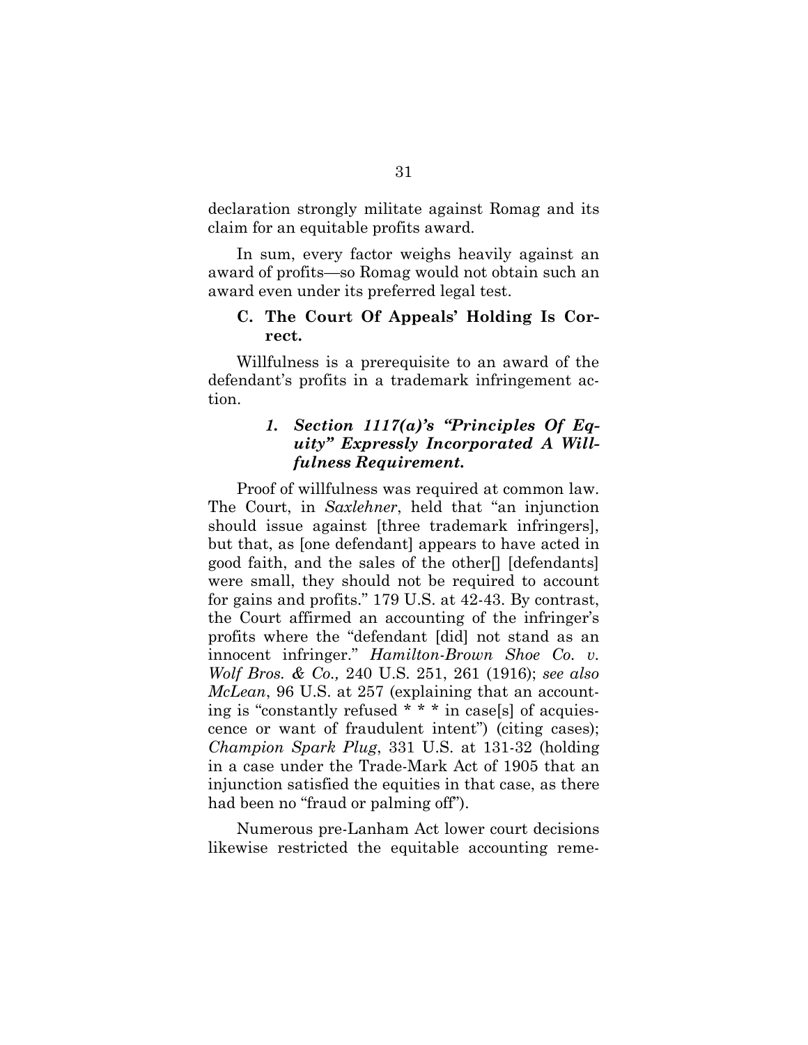declaration strongly militate against Romag and its claim for an equitable profits award.

In sum, every factor weighs heavily against an award of profits—so Romag would not obtain such an award even under its preferred legal test.

### C. The Court Of Appeals' Holding Is Correct.

Willfulness is a prerequisite to an award of the defendant's profits in a trademark infringement action.

#### *1. Section 1117(a)'s "Principles Of Equity" Expressly Incorporated A Willfulness Requirement.*

Proof of willfulness was required at common law. The Court, in *Saxlehner*, held that "an injunction should issue against [three trademark infringers], but that, as [one defendant] appears to have acted in good faith, and the sales of the other[] [defendants] were small, they should not be required to account for gains and profits." 179 U.S. at 42-43. By contrast, the Court affirmed an accounting of the infringer's profits where the "defendant [did] not stand as an innocent infringer." *Hamilton-Brown Shoe Co. v. Wolf Bros. & Co.,* 240 U.S. 251, 261 (1916); *see also McLean*, 96 U.S. at 257 (explaining that an accounting is "constantly refused * * * in case[s] of acquiescence or want of fraudulent intent") (citing cases); *Champion Spark Plug*, 331 U.S. at 131-32 (holding in a case under the Trade-Mark Act of 1905 that an injunction satisfied the equities in that case, as there had been no "fraud or palming off").

Numerous pre-Lanham Act lower court decisions likewise restricted the equitable accounting reme-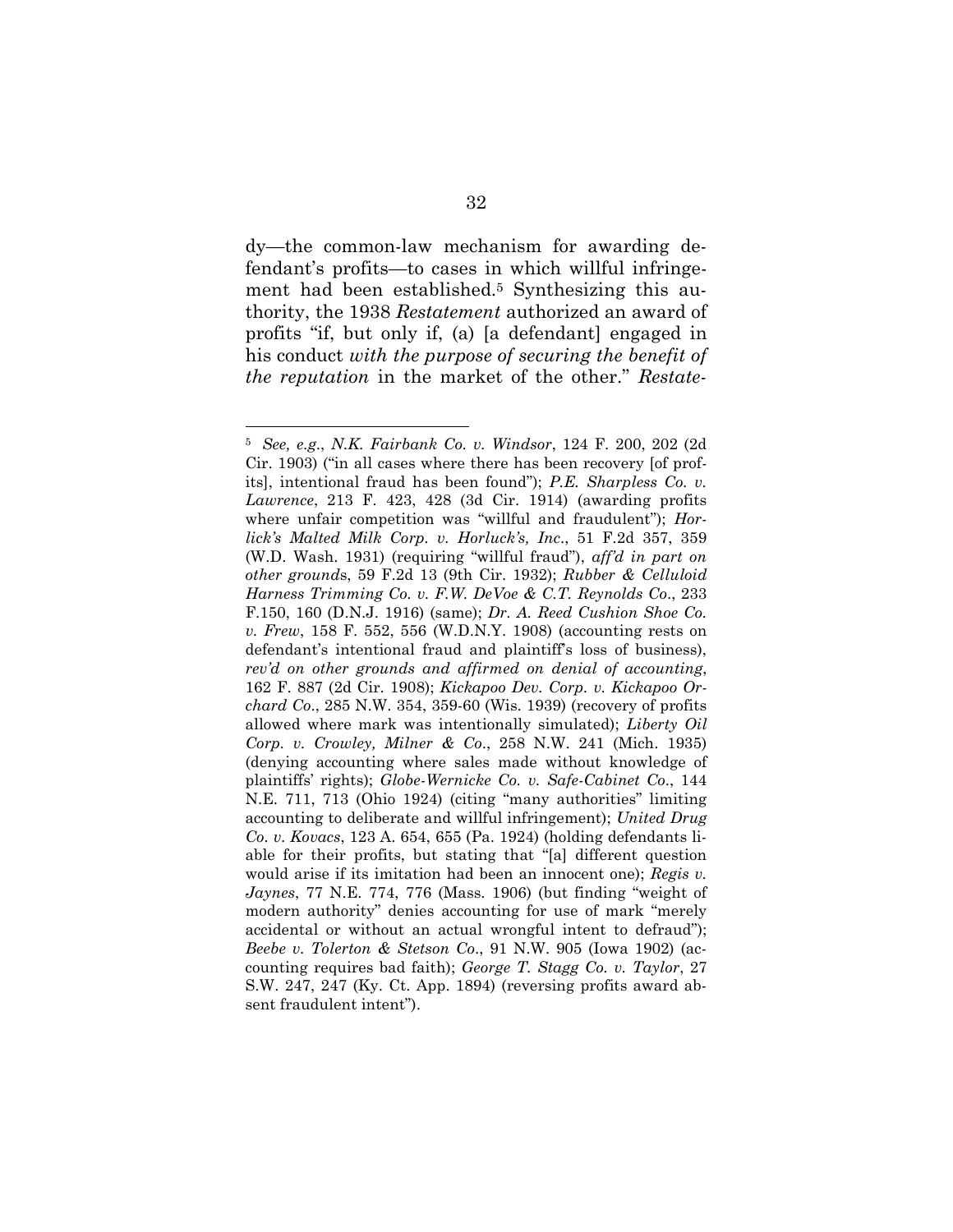dy—the common-law mechanism for awarding defendant's profits—to cases in which willful infringement had been established.[5] Synthesizing this authority, the 1938 *Restatement* authorized an award of profits "if, but only if, (a) [a defendant] engaged in his conduct *with the purpose of securing the benefit of the reputation* in the market of the other." *Restate-*

---

[5] *See, e.g.*, *N.K. Fairbank Co. v. Windsor*, 124 F. 200, 202 (2d Cir. 1903) ("in all cases where there has been recovery [of profits], intentional fraud has been found"); *P.E. Sharpless Co. v. Lawrence*, 213 F. 423, 428 (3d Cir. 1914) (awarding profits where unfair competition was "willful and fraudulent"); *Horlick's Malted Milk Corp. v. Horluck's, Inc.*, 51 F.2d 357, 359 (W.D. Wash. 1931) (requiring "willful fraud"), *aff'd in part on other grounds*, 59 F.2d 13 (9th Cir. 1932); *Rubber & Celluloid Harness Trimming Co. v. F.W. DeVoe & C.T. Reynolds Co.*, 233 F.150, 160 (D.N.J. 1916) (same); *Dr. A. Reed Cushion Shoe Co. v. Frew*, 158 F. 552, 556 (W.D.N.Y. 1908) (accounting rests on defendant's intentional fraud and plaintiff's loss of business), *rev'd on other grounds and affirmed on denial of accounting*, 162 F. 887 (2d Cir. 1908); *Kickapoo Dev. Corp. v. Kickapoo Orchard Co.*, 285 N.W. 354, 359-60 (Wis. 1939) (recovery of profits allowed where mark was intentionally simulated); *Liberty Oil Corp. v. Crowley, Milner & Co.*, 258 N.W. 241 (Mich. 1935) (denying accounting where sales made without knowledge of plaintiffs' rights); *Globe-Wernicke Co. v. Safe-Cabinet Co.*, 144 N.E. 711, 713 (Ohio 1924) (citing "many authorities" limiting accounting to deliberate and willful infringement); *United Drug Co. v. Kovacs*, 123 A. 654, 655 (Pa. 1924) (holding defendants liable for their profits, but stating that "[a] different question would arise if its imitation had been an innocent one); *Regis v. Jaynes*, 77 N.E. 774, 776 (Mass. 1906) (but finding "weight of modern authority" denies accounting for use of mark "merely accidental or without an actual wrongful intent to defraud"); *Beebe v. Tolerton & Stetson Co.*, 91 N.W. 905 (Iowa 1902) (accounting requires bad faith); *George T. Stagg Co. v. Taylor*, 27 S.W. 247, 247 (Ky. Ct. App. 1894) (reversing profits award absent fraudulent intent").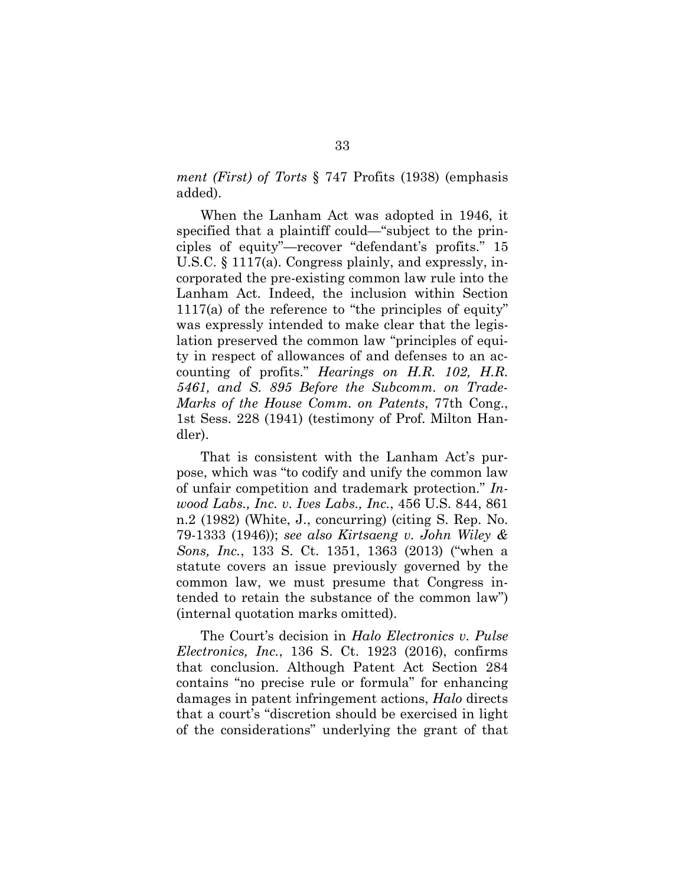*ment (First) of Torts* § 747 Profits (1938) (emphasis added).

When the Lanham Act was adopted in 1946, it specified that a plaintiff could—"subject to the principles of equity"—recover "defendant's profits." 15 U.S.C. § 1117(a). Congress plainly, and expressly, incorporated the pre-existing common law rule into the Lanham Act. Indeed, the inclusion within Section 1117(a) of the reference to "the principles of equity" was expressly intended to make clear that the legislation preserved the common law "principles of equity in respect of allowances of and defenses to an accounting of profits." *Hearings on H.R. 102, H.R. 5461, and S. 895 Before the Subcomm. on Trade-Marks of the House Comm. on Patents*, 77th Cong., 1st Sess. 228 (1941) (testimony of Prof. Milton Handler).

That is consistent with the Lanham Act's purpose, which was "to codify and unify the common law of unfair competition and trademark protection." *Inwood Labs., Inc. v. Ives Labs., Inc.*, 456 U.S. 844, 861 n.2 (1982) (White, J., concurring) (citing S. Rep. No. 79-1333 (1946)); *see also Kirtsaeng v. John Wiley & Sons, Inc.*, 133 S. Ct. 1351, 1363 (2013) ("when a statute covers an issue previously governed by the common law, we must presume that Congress intended to retain the substance of the common law") (internal quotation marks omitted).

The Court's decision in *Halo Electronics v. Pulse Electronics, Inc.*, 136 S. Ct. 1923 (2016), confirms that conclusion. Although Patent Act Section 284 contains "no precise rule or formula" for enhancing damages in patent infringement actions, *Halo* directs that a court's "discretion should be exercised in light of the considerations" underlying the grant of that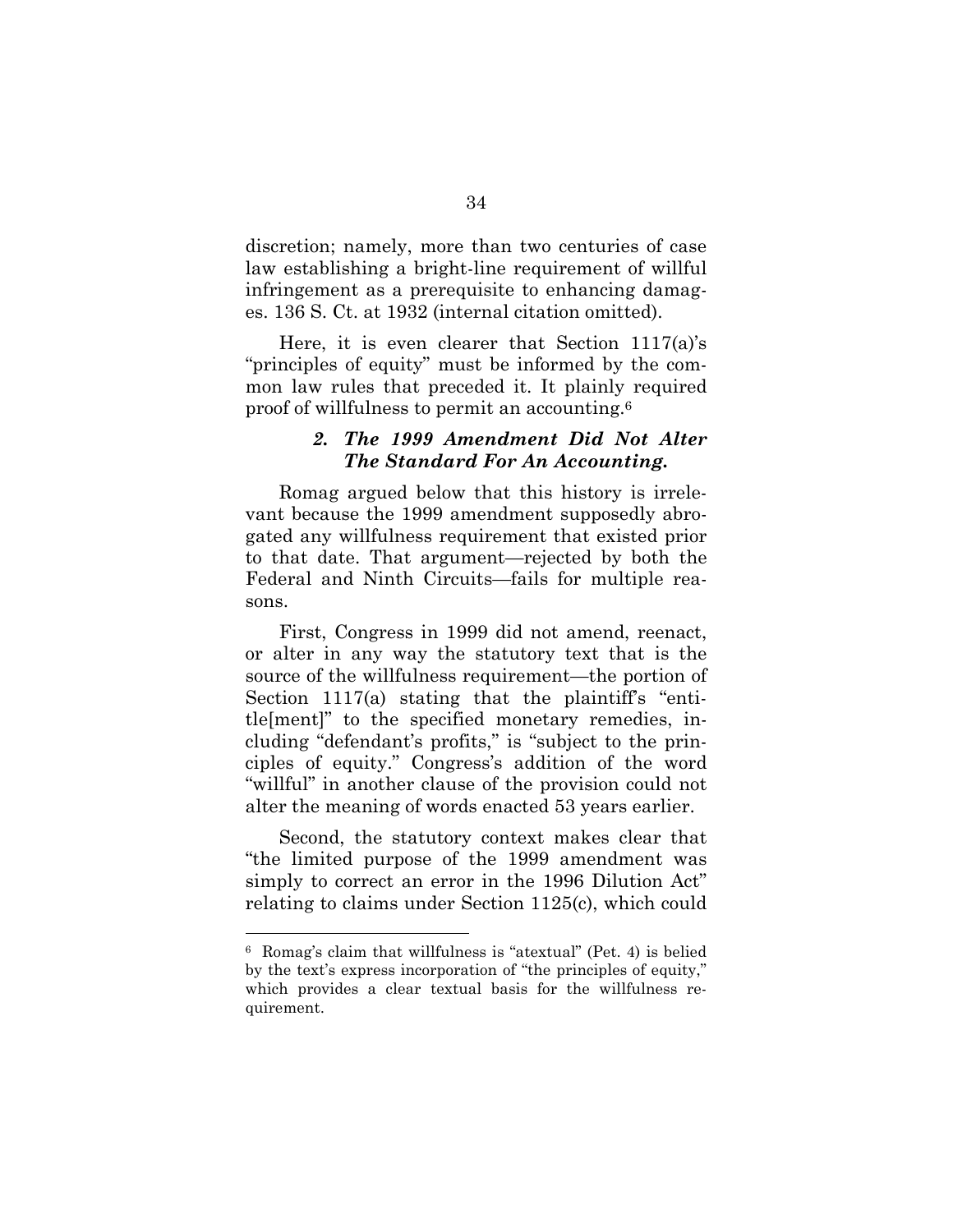discretion; namely, more than two centuries of case law establishing a bright-line requirement of willful infringement as a prerequisite to enhancing damages. 136 S. Ct. at 1932 (internal citation omitted).

Here, it is even clearer that Section 1117(a)'s "principles of equity" must be informed by the common law rules that preceded it. It plainly required proof of willfulness to permit an accounting.[6]

### *2. The 1999 Amendment Did Not Alter The Standard For An Accounting.*

Romag argued below that this history is irrelevant because the 1999 amendment supposedly abrogated any willfulness requirement that existed prior to that date. That argument—rejected by both the Federal and Ninth Circuits—fails for multiple reasons.

First, Congress in 1999 did not amend, reenact, or alter in any way the statutory text that is the source of the willfulness requirement—the portion of Section 1117(a) stating that the plaintiff's "entitle[ment]" to the specified monetary remedies, including "defendant's profits," is "subject to the principles of equity." Congress's addition of the word "willful" in another clause of the provision could not alter the meaning of words enacted 53 years earlier.

Second, the statutory context makes clear that "the limited purpose of the 1999 amendment was simply to correct an error in the 1996 Dilution Act" relating to claims under Section 1125(c), which could

---

[6] Romag's claim that willfulness is "atextual" (Pet. 4) is belied by the text's express incorporation of "the principles of equity," which provides a clear textual basis for the willfulness requirement.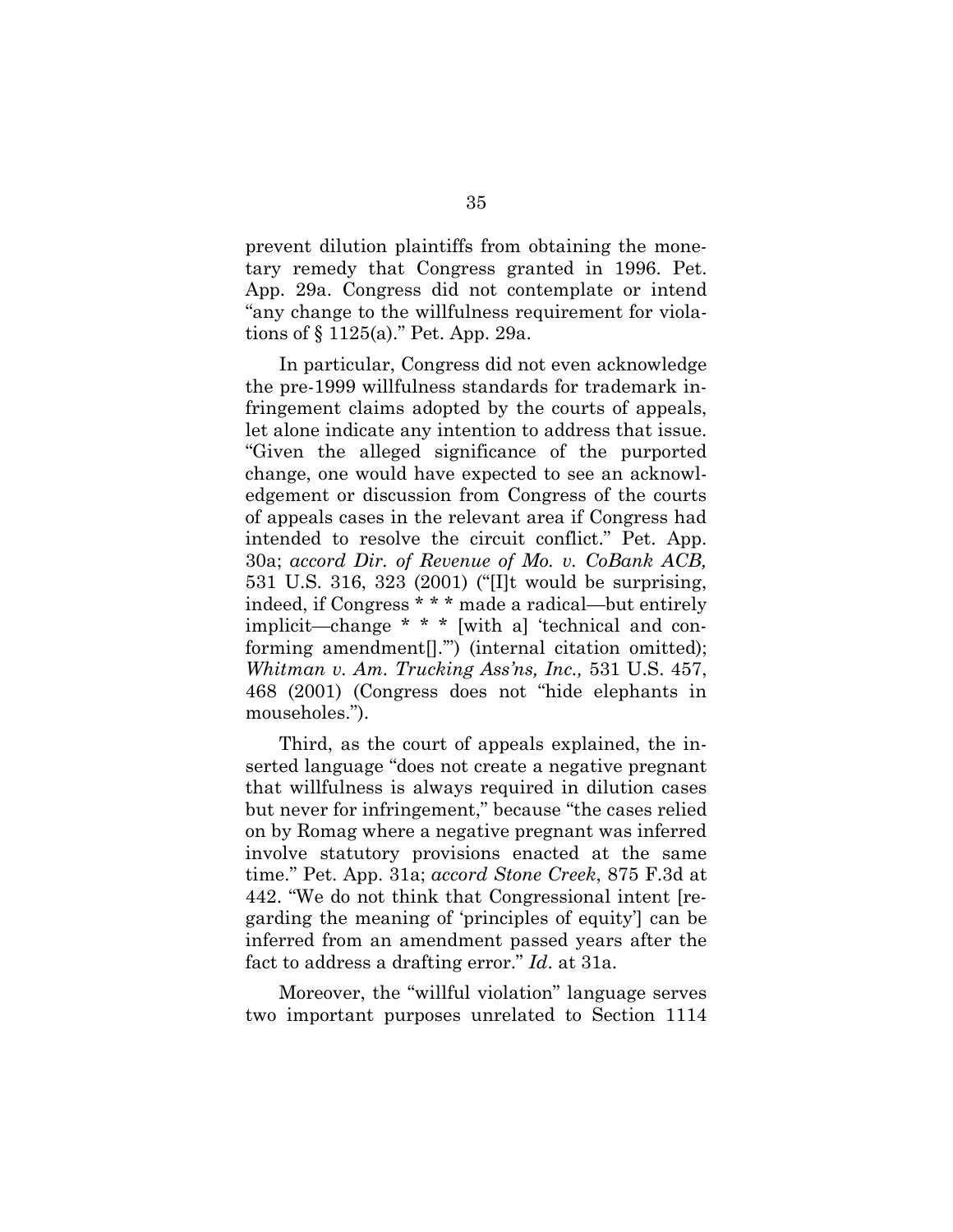prevent dilution plaintiffs from obtaining the monetary remedy that Congress granted in 1996. Pet. App. 29a. Congress did not contemplate or intend "any change to the willfulness requirement for violations of § 1125(a)." Pet. App. 29a.

In particular, Congress did not even acknowledge the pre-1999 willfulness standards for trademark infringement claims adopted by the courts of appeals, let alone indicate any intention to address that issue. "Given the alleged significance of the purported change, one would have expected to see an acknowledgement or discussion from Congress of the courts of appeals cases in the relevant area if Congress had intended to resolve the circuit conflict." Pet. App. 30a; *accord Dir. of Revenue of Mo. v. CoBank ACB,* 531 U.S. 316, 323 (2001) ("[I]t would be surprising, indeed, if Congress * * * made a radical—but entirely implicit—change * * * [with a] 'technical and conforming amendment[].'") (internal citation omitted); *Whitman v. Am. Trucking Ass'ns, Inc.,* 531 U.S. 457, 468 (2001) (Congress does not "hide elephants in mouseholes.").

Third, as the court of appeals explained, the inserted language "does not create a negative pregnant that willfulness is always required in dilution cases but never for infringement," because "the cases relied on by Romag where a negative pregnant was inferred involve statutory provisions enacted at the same time." Pet. App. 31a; *accord Stone Creek*, 875 F.3d at 442. "We do not think that Congressional intent [regarding the meaning of 'principles of equity'] can be inferred from an amendment passed years after the fact to address a drafting error." *Id*. at 31a.

Moreover, the "willful violation" language serves two important purposes unrelated to Section 1114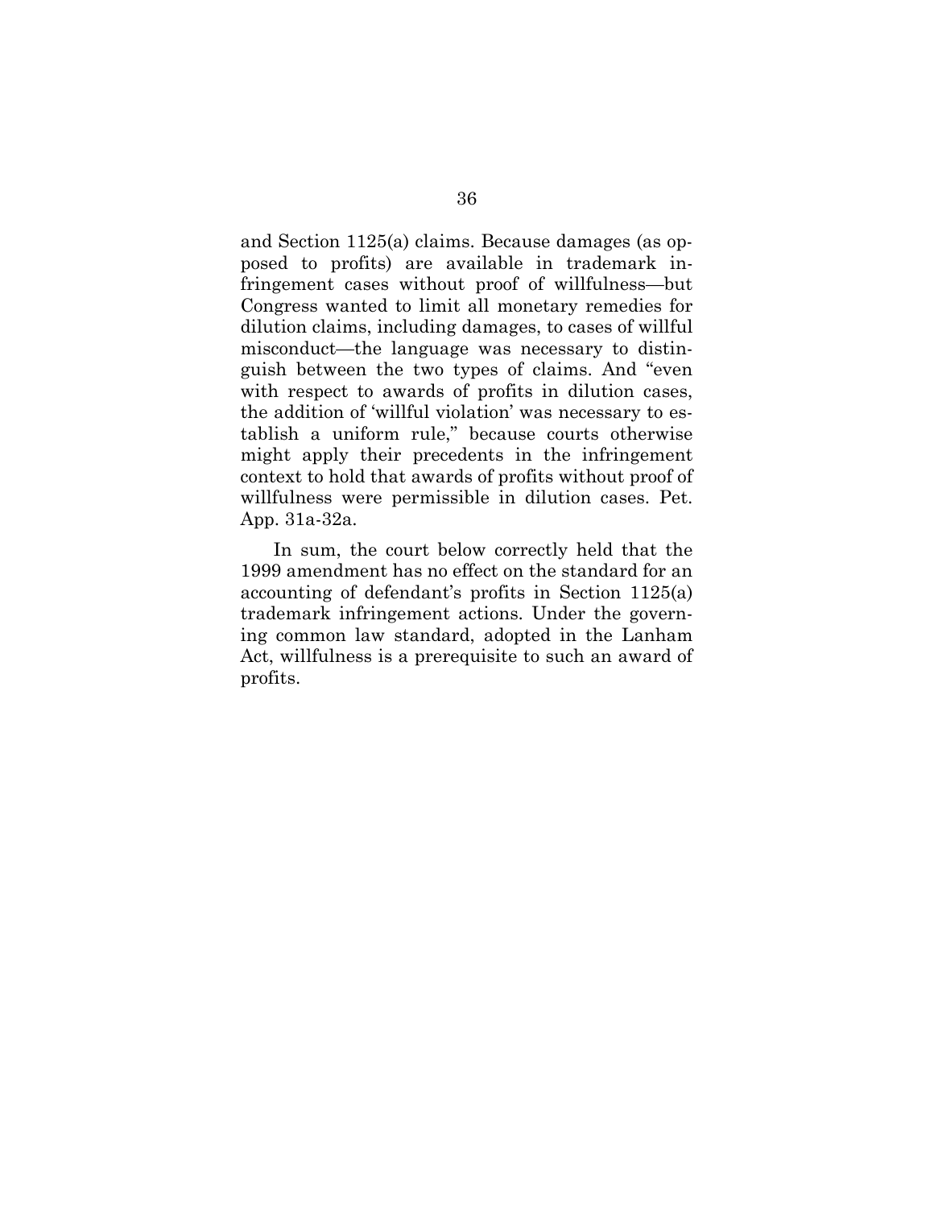and Section 1125(a) claims. Because damages (as opposed to profits) are available in trademark infringement cases without proof of willfulness—but Congress wanted to limit all monetary remedies for dilution claims, including damages, to cases of willful misconduct—the language was necessary to distinguish between the two types of claims. And "even with respect to awards of profits in dilution cases, the addition of 'willful violation' was necessary to establish a uniform rule," because courts otherwise might apply their precedents in the infringement context to hold that awards of profits without proof of willfulness were permissible in dilution cases. Pet. App. 31a-32a.

In sum, the court below correctly held that the 1999 amendment has no effect on the standard for an accounting of defendant's profits in Section 1125(a) trademark infringement actions. Under the governing common law standard, adopted in the Lanham Act, willfulness is a prerequisite to such an award of profits.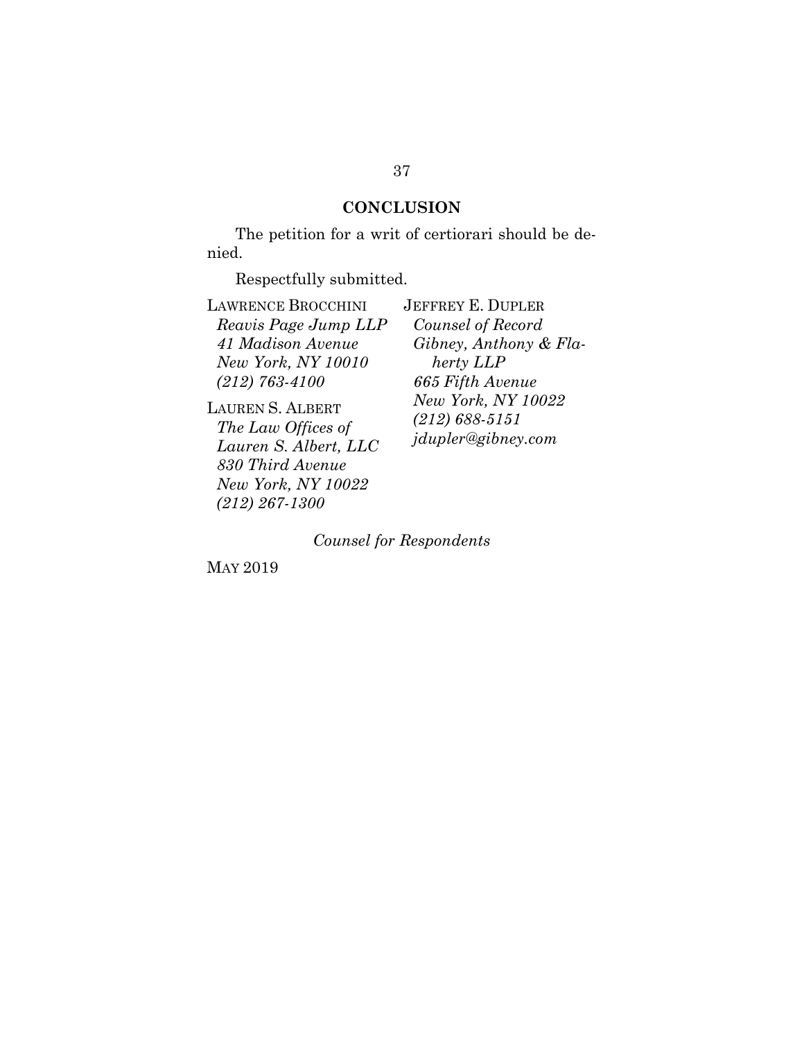## CONCLUSION

The petition for a writ of certiorari should be denied.

Respectfully submitted.

LAWRENCE BROCCHINI
*Reavis Page Jump LLP*
*41 Madison Avenue*
*New York, NY 10010*
*(212) 763-4100*

LAUREN S. ALBERT
*The Law Offices of*
*Lauren S. Albert, LLC*
*830 Third Avenue*
*New York, NY 10022*
*(212) 267-1300*

JEFFREY E. DUPLER
*Counsel of Record*
*Gibney, Anthony & Flaherty LLP*
*665 Fifth Avenue*
*New York, NY 10022*
*(212) 688-5151*
*jdupler@gibney.com*

*Counsel for Respondents*

MAY 2019